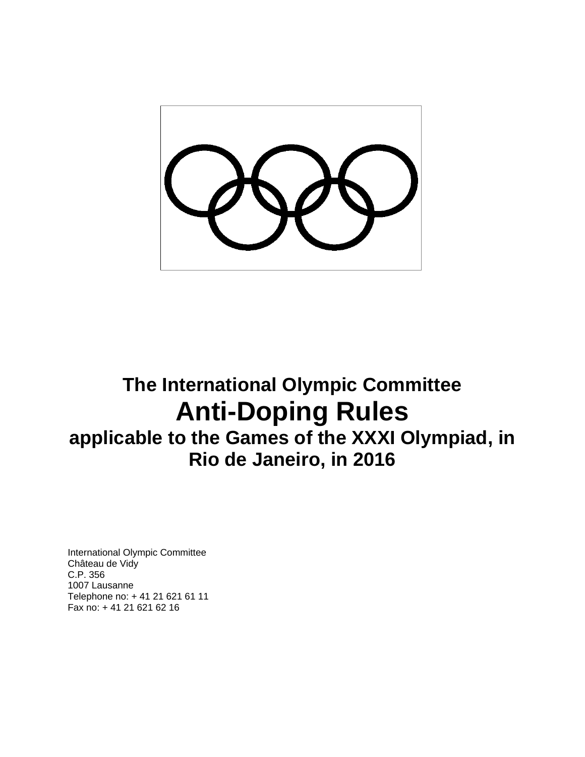# The International Olympic Committee
# Anti-Doping Rules
## applicable to the Games of the XXXI Olympiad, in Rio de Janeiro, in 2016

International Olympic Committee
Château de Vidy
C.P. 356
1007 Lausanne
Telephone no: + 41 21 621 61 11
Fax no: + 41 21 621 62 16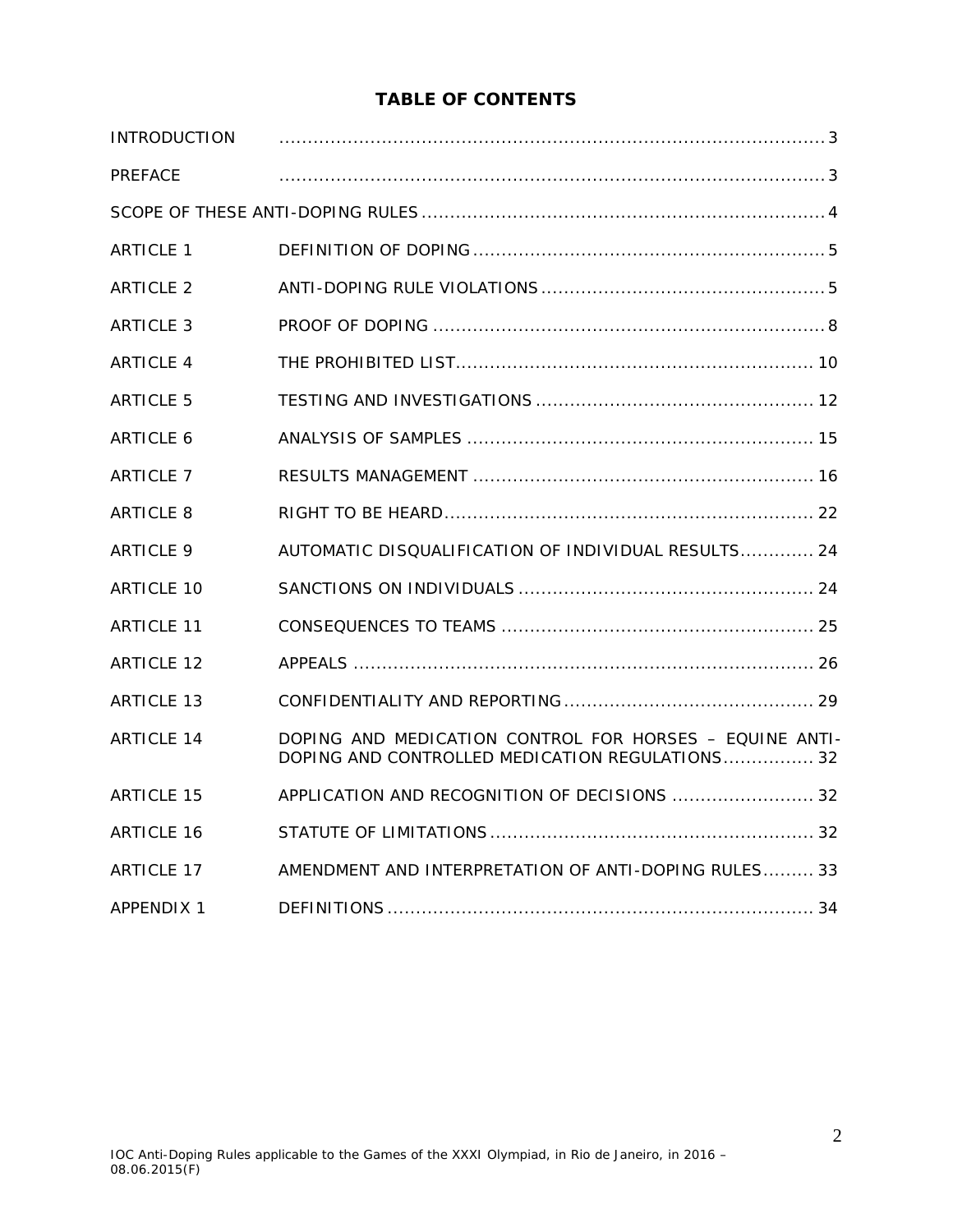# TABLE OF CONTENTS

| | | |
|---|---|---|
| INTRODUCTION | | 3 |
| PREFACE | | 3 |
| SCOPE OF THESE ANTI-DOPING RULES | | 4 |
| ARTICLE 1 | DEFINITION OF DOPING | 5 |
| ARTICLE 2 | ANTI-DOPING RULE VIOLATIONS | 5 |
| ARTICLE 3 | PROOF OF DOPING | 8 |
| ARTICLE 4 | THE PROHIBITED LIST | 10 |
| ARTICLE 5 | TESTING AND INVESTIGATIONS | 12 |
| ARTICLE 6 | ANALYSIS OF SAMPLES | 15 |
| ARTICLE 7 | RESULTS MANAGEMENT | 16 |
| ARTICLE 8 | RIGHT TO BE HEARD | 22 |
| ARTICLE 9 | AUTOMATIC DISQUALIFICATION OF INDIVIDUAL RESULTS | 24 |
| ARTICLE 10 | SANCTIONS ON INDIVIDUALS | 24 |
| ARTICLE 11 | CONSEQUENCES TO TEAMS | 25 |
| ARTICLE 12 | APPEALS | 26 |
| ARTICLE 13 | CONFIDENTIALITY AND REPORTING | 29 |
| ARTICLE 14 | DOPING AND MEDICATION CONTROL FOR HORSES – EQUINE ANTI-DOPING AND CONTROLLED MEDICATION REGULATIONS | 32 |
| ARTICLE 15 | APPLICATION AND RECOGNITION OF DECISIONS | 32 |
| ARTICLE 16 | STATUTE OF LIMITATIONS | 32 |
| ARTICLE 17 | AMENDMENT AND INTERPRETATION OF ANTI-DOPING RULES | 33 |
| APPENDIX 1 | DEFINITIONS | 34 |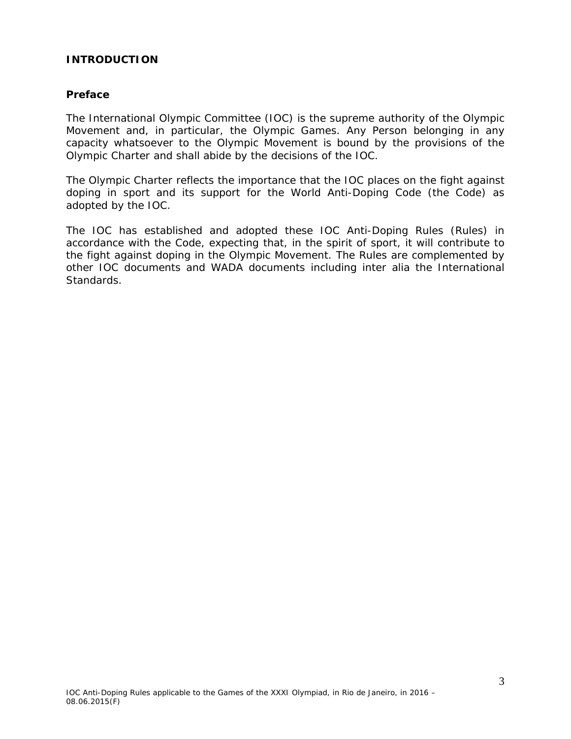## INTRODUCTION

### Preface

The International Olympic Committee (IOC) is the supreme authority of the Olympic Movement and, in particular, the Olympic Games. Any Person belonging in any capacity whatsoever to the Olympic Movement is bound by the provisions of the Olympic Charter and shall abide by the decisions of the IOC.

The Olympic Charter reflects the importance that the IOC places on the fight against doping in sport and its support for the World Anti-Doping Code (the Code) as adopted by the IOC.

The IOC has established and adopted these IOC Anti-Doping Rules (Rules) in accordance with the Code, expecting that, in the spirit of sport, it will contribute to the fight against doping in the Olympic Movement. The Rules are complemented by other IOC documents and WADA documents including inter alia the International Standards.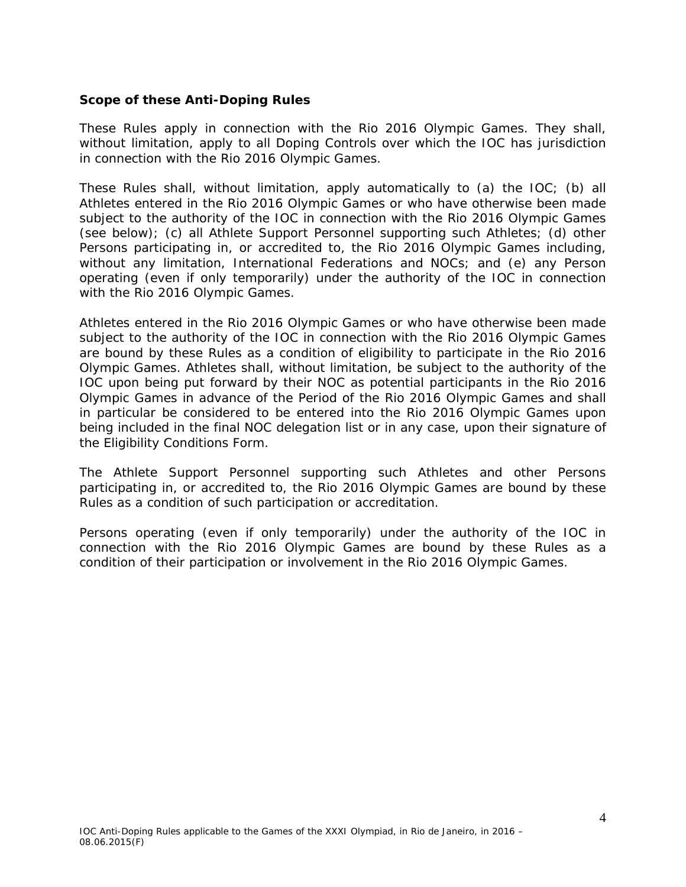**Scope of these Anti-Doping Rules**

These Rules apply in connection with the Rio 2016 Olympic Games. They shall, without limitation, apply to all Doping Controls over which the IOC has jurisdiction in connection with the Rio 2016 Olympic Games.

These Rules shall, without limitation, apply automatically to (a) the IOC; (b) all Athletes entered in the Rio 2016 Olympic Games or who have otherwise been made subject to the authority of the IOC in connection with the Rio 2016 Olympic Games (see below); (c) all Athlete Support Personnel supporting such Athletes; (d) other Persons participating in, or accredited to, the Rio 2016 Olympic Games including, without any limitation, International Federations and NOCs; and (e) any Person operating (even if only temporarily) under the authority of the IOC in connection with the Rio 2016 Olympic Games.

Athletes entered in the Rio 2016 Olympic Games or who have otherwise been made subject to the authority of the IOC in connection with the Rio 2016 Olympic Games are bound by these Rules as a condition of eligibility to participate in the Rio 2016 Olympic Games. Athletes shall, without limitation, be subject to the authority of the IOC upon being put forward by their NOC as potential participants in the Rio 2016 Olympic Games in advance of the Period of the Rio 2016 Olympic Games and shall in particular be considered to be entered into the Rio 2016 Olympic Games upon being included in the final NOC delegation list or in any case, upon their signature of the Eligibility Conditions Form.

The Athlete Support Personnel supporting such Athletes and other Persons participating in, or accredited to, the Rio 2016 Olympic Games are bound by these Rules as a condition of such participation or accreditation.

Persons operating (even if only temporarily) under the authority of the IOC in connection with the Rio 2016 Olympic Games are bound by these Rules as a condition of their participation or involvement in the Rio 2016 Olympic Games.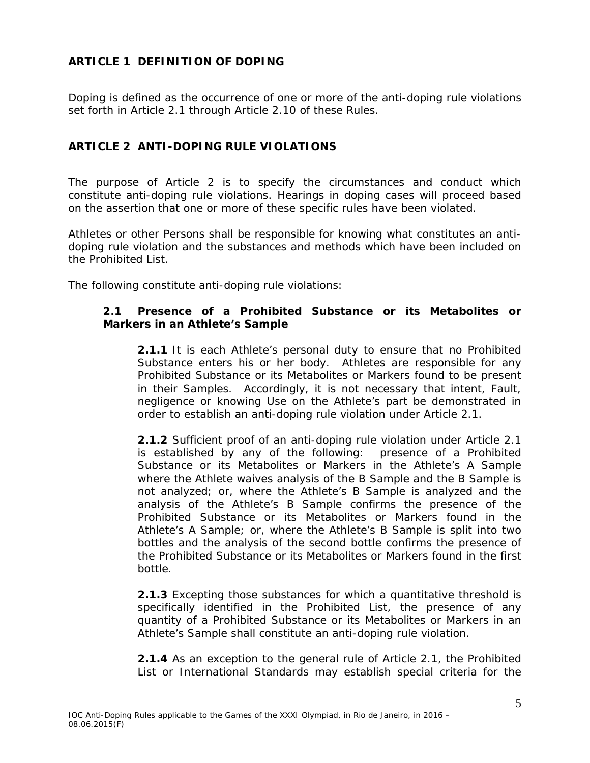## ARTICLE 1 DEFINITION OF DOPING

Doping is defined as the occurrence of one or more of the anti-doping rule violations set forth in Article 2.1 through Article 2.10 of these Rules.

## ARTICLE 2 ANTI-DOPING RULE VIOLATIONS

The purpose of Article 2 is to specify the circumstances and conduct which constitute anti-doping rule violations. Hearings in doping cases will proceed based on the assertion that one or more of these specific rules have been violated.

Athletes or other Persons shall be responsible for knowing what constitutes an anti-doping rule violation and the substances and methods which have been included on the Prohibited List.

The following constitute anti-doping rule violations:

### 2.1 Presence of a Prohibited Substance or its Metabolites or Markers in an Athlete's Sample

**2.1.1** It is each Athlete's personal duty to ensure that no Prohibited Substance enters his or her body. Athletes are responsible for any Prohibited Substance or its Metabolites or Markers found to be present in their Samples. Accordingly, it is not necessary that intent, Fault, negligence or knowing Use on the Athlete's part be demonstrated in order to establish an anti-doping rule violation under Article 2.1.

**2.1.2** Sufficient proof of an anti-doping rule violation under Article 2.1 is established by any of the following: presence of a Prohibited Substance or its Metabolites or Markers in the Athlete's A Sample where the Athlete waives analysis of the B Sample and the B Sample is not analyzed; or, where the Athlete's B Sample is analyzed and the analysis of the Athlete's B Sample confirms the presence of the Prohibited Substance or its Metabolites or Markers found in the Athlete's A Sample; or, where the Athlete's B Sample is split into two bottles and the analysis of the second bottle confirms the presence of the Prohibited Substance or its Metabolites or Markers found in the first bottle.

**2.1.3** Excepting those substances for which a quantitative threshold is specifically identified in the Prohibited List, the presence of any quantity of a Prohibited Substance or its Metabolites or Markers in an Athlete's Sample shall constitute an anti-doping rule violation.

**2.1.4** As an exception to the general rule of Article 2.1, the Prohibited List or International Standards may establish special criteria for the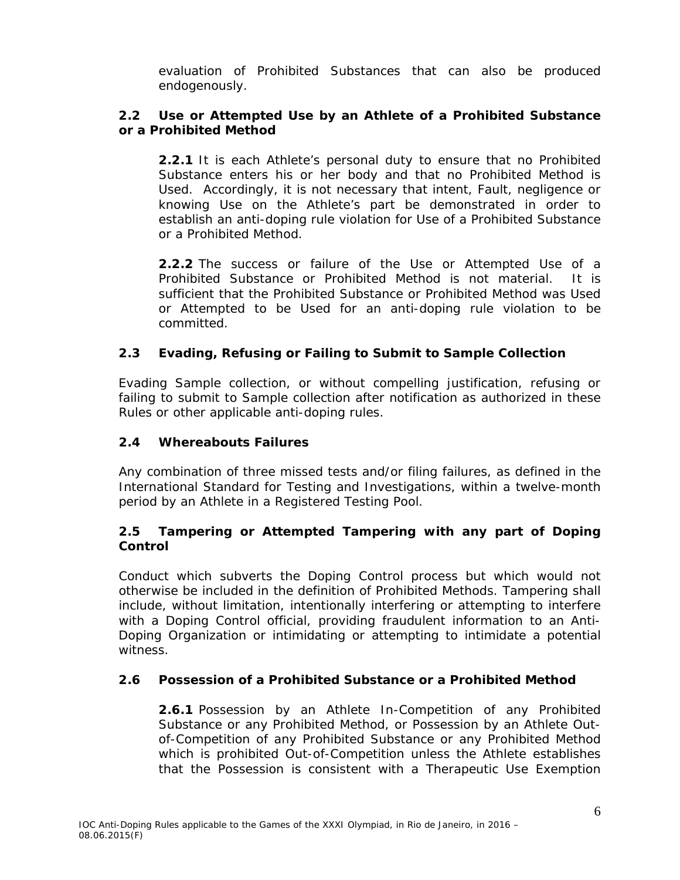evaluation of Prohibited Substances that can also be produced endogenously.

### 2.2 Use or Attempted Use by an Athlete of a Prohibited Substance or a Prohibited Method

**2.2.1** It is each Athlete's personal duty to ensure that no Prohibited Substance enters his or her body and that no Prohibited Method is Used. Accordingly, it is not necessary that intent, Fault, negligence or knowing Use on the Athlete's part be demonstrated in order to establish an anti-doping rule violation for Use of a Prohibited Substance or a Prohibited Method.

**2.2.2** The success or failure of the Use or Attempted Use of a Prohibited Substance or Prohibited Method is not material. It is sufficient that the Prohibited Substance or Prohibited Method was Used or Attempted to be Used for an anti-doping rule violation to be committed.

### 2.3 Evading, Refusing or Failing to Submit to Sample Collection

Evading Sample collection, or without compelling justification, refusing or failing to submit to Sample collection after notification as authorized in these Rules or other applicable anti-doping rules.

### 2.4 Whereabouts Failures

Any combination of three missed tests and/or filing failures, as defined in the International Standard for Testing and Investigations, within a twelve-month period by an Athlete in a Registered Testing Pool.

### 2.5 Tampering or Attempted Tampering with any part of Doping Control

Conduct which subverts the Doping Control process but which would not otherwise be included in the definition of Prohibited Methods. Tampering shall include, without limitation, intentionally interfering or attempting to interfere with a Doping Control official, providing fraudulent information to an Anti-Doping Organization or intimidating or attempting to intimidate a potential witness.

### 2.6 Possession of a Prohibited Substance or a Prohibited Method

**2.6.1** Possession by an Athlete In-Competition of any Prohibited Substance or any Prohibited Method, or Possession by an Athlete Out-of-Competition of any Prohibited Substance or any Prohibited Method which is prohibited Out-of-Competition unless the Athlete establishes that the Possession is consistent with a Therapeutic Use Exemption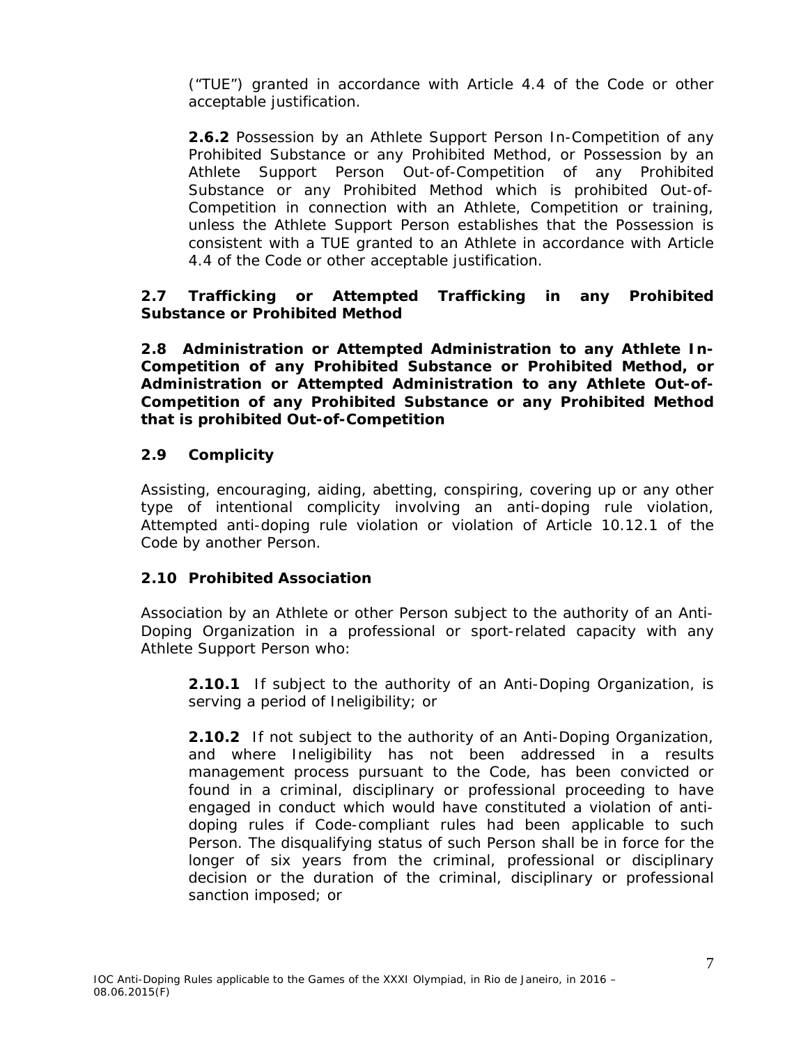("TUE") granted in accordance with Article 4.4 of the Code or other acceptable justification.

**2.6.2** Possession by an Athlete Support Person In-Competition of any Prohibited Substance or any Prohibited Method, or Possession by an Athlete Support Person Out-of-Competition of any Prohibited Substance or any Prohibited Method which is prohibited Out-of-Competition in connection with an Athlete, Competition or training, unless the Athlete Support Person establishes that the Possession is consistent with a TUE granted to an Athlete in accordance with Article 4.4 of the Code or other acceptable justification.

**2.7 Trafficking or Attempted Trafficking in any Prohibited Substance or Prohibited Method**

**2.8 Administration or Attempted Administration to any Athlete In-Competition of any Prohibited Substance or Prohibited Method, or Administration or Attempted Administration to any Athlete Out-of-Competition of any Prohibited Substance or any Prohibited Method that is prohibited Out-of-Competition**

**2.9 Complicity**

Assisting, encouraging, aiding, abetting, conspiring, covering up or any other type of intentional complicity involving an anti-doping rule violation, Attempted anti-doping rule violation or violation of Article 10.12.1 of the Code by another Person.

**2.10 Prohibited Association**

Association by an Athlete or other Person subject to the authority of an Anti-Doping Organization in a professional or sport-related capacity with any Athlete Support Person who:

**2.10.1** If subject to the authority of an Anti-Doping Organization, is serving a period of Ineligibility; or

**2.10.2** If not subject to the authority of an Anti-Doping Organization, and where Ineligibility has not been addressed in a results management process pursuant to the Code, has been convicted or found in a criminal, disciplinary or professional proceeding to have engaged in conduct which would have constituted a violation of anti-doping rules if Code-compliant rules had been applicable to such Person. The disqualifying status of such Person shall be in force for the longer of six years from the criminal, professional or disciplinary decision or the duration of the criminal, disciplinary or professional sanction imposed; or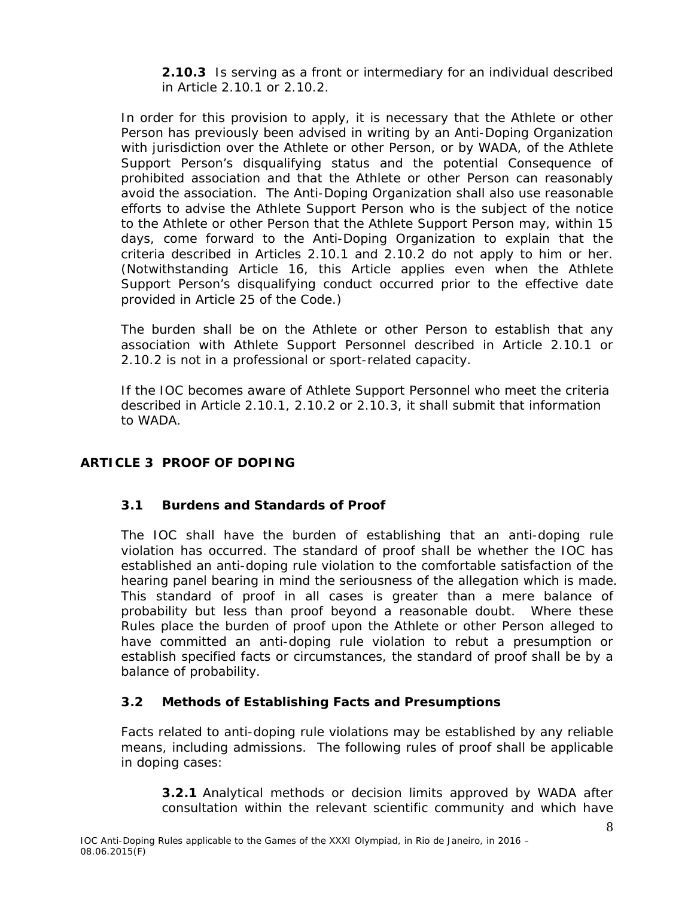**2.10.3** Is serving as a front or intermediary for an individual described in Article 2.10.1 or 2.10.2.

In order for this provision to apply, it is necessary that the Athlete or other Person has previously been advised in writing by an Anti-Doping Organization with jurisdiction over the Athlete or other Person, or by WADA, of the Athlete Support Person's disqualifying status and the potential Consequence of prohibited association and that the Athlete or other Person can reasonably avoid the association. The Anti-Doping Organization shall also use reasonable efforts to advise the Athlete Support Person who is the subject of the notice to the Athlete or other Person that the Athlete Support Person may, within 15 days, come forward to the Anti-Doping Organization to explain that the criteria described in Articles 2.10.1 and 2.10.2 do not apply to him or her. (Notwithstanding Article 16, this Article applies even when the Athlete Support Person's disqualifying conduct occurred prior to the effective date provided in Article 25 of the Code.)

The burden shall be on the Athlete or other Person to establish that any association with Athlete Support Personnel described in Article 2.10.1 or 2.10.2 is not in a professional or sport-related capacity.

If the IOC becomes aware of Athlete Support Personnel who meet the criteria described in Article 2.10.1, 2.10.2 or 2.10.3, it shall submit that information to WADA.

## ARTICLE 3 PROOF OF DOPING

### 3.1 Burdens and Standards of Proof

The IOC shall have the burden of establishing that an anti-doping rule violation has occurred. The standard of proof shall be whether the IOC has established an anti-doping rule violation to the comfortable satisfaction of the hearing panel bearing in mind the seriousness of the allegation which is made. This standard of proof in all cases is greater than a mere balance of probability but less than proof beyond a reasonable doubt. Where these Rules place the burden of proof upon the Athlete or other Person alleged to have committed an anti-doping rule violation to rebut a presumption or establish specified facts or circumstances, the standard of proof shall be by a balance of probability.

### 3.2 Methods of Establishing Facts and Presumptions

Facts related to anti-doping rule violations may be established by any reliable means, including admissions. The following rules of proof shall be applicable in doping cases:

**3.2.1** Analytical methods or decision limits approved by WADA after consultation within the relevant scientific community and which have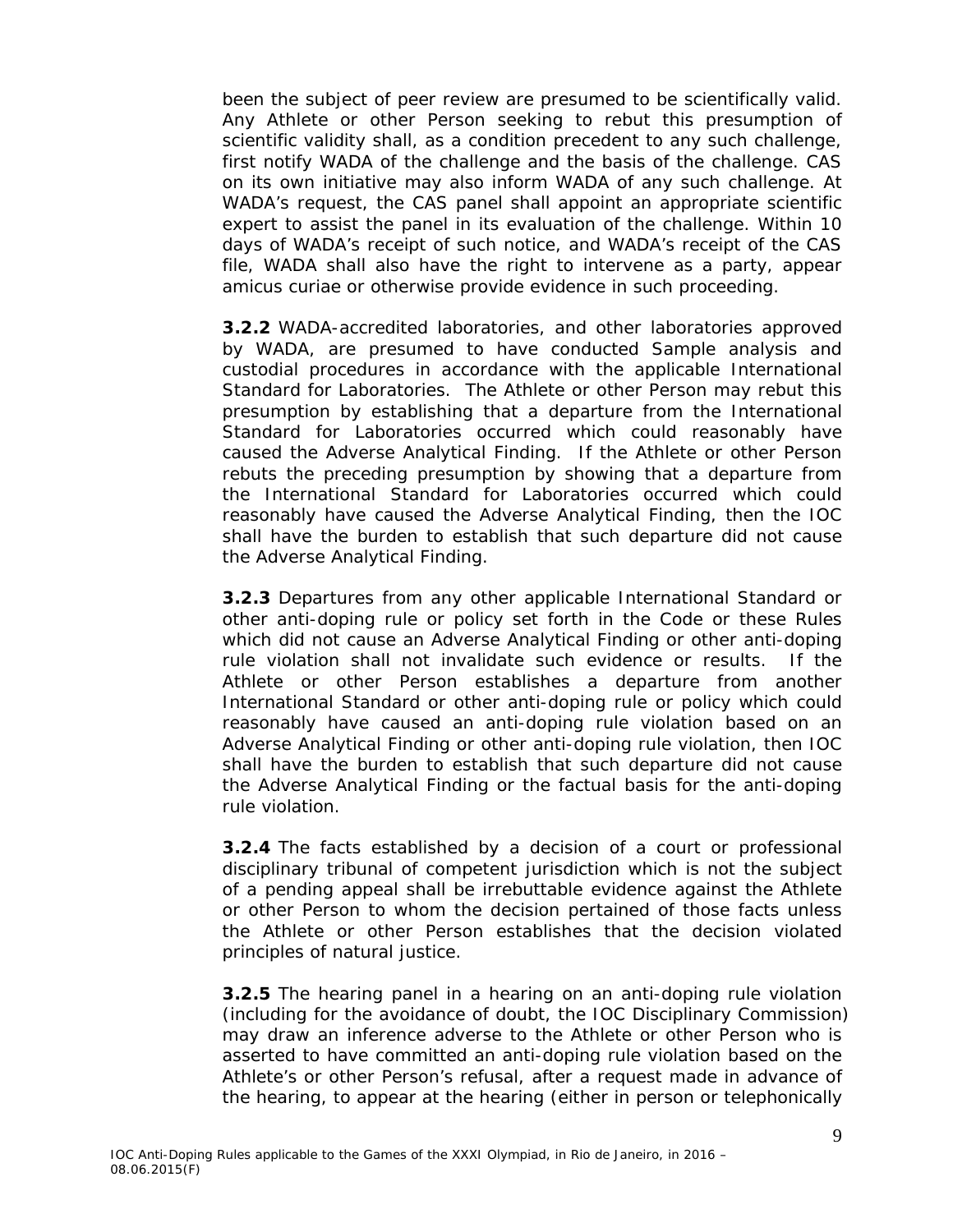been the subject of peer review are presumed to be scientifically valid. Any Athlete or other Person seeking to rebut this presumption of scientific validity shall, as a condition precedent to any such challenge, first notify WADA of the challenge and the basis of the challenge. CAS on its own initiative may also inform WADA of any such challenge. At WADA's request, the CAS panel shall appoint an appropriate scientific expert to assist the panel in its evaluation of the challenge. Within 10 days of WADA's receipt of such notice, and WADA's receipt of the CAS file, WADA shall also have the right to intervene as a party, appear amicus curiae or otherwise provide evidence in such proceeding.

**3.2.2** WADA-accredited laboratories, and other laboratories approved by WADA, are presumed to have conducted Sample analysis and custodial procedures in accordance with the applicable International Standard for Laboratories. The Athlete or other Person may rebut this presumption by establishing that a departure from the International Standard for Laboratories occurred which could reasonably have caused the Adverse Analytical Finding. If the Athlete or other Person rebuts the preceding presumption by showing that a departure from the International Standard for Laboratories occurred which could reasonably have caused the Adverse Analytical Finding, then the IOC shall have the burden to establish that such departure did not cause the Adverse Analytical Finding.

**3.2.3** Departures from any other applicable International Standard or other anti-doping rule or policy set forth in the Code or these Rules which did not cause an Adverse Analytical Finding or other anti-doping rule violation shall not invalidate such evidence or results. If the Athlete or other Person establishes a departure from another International Standard or other anti-doping rule or policy which could reasonably have caused an anti-doping rule violation based on an Adverse Analytical Finding or other anti-doping rule violation, then IOC shall have the burden to establish that such departure did not cause the Adverse Analytical Finding or the factual basis for the anti-doping rule violation.

**3.2.4** The facts established by a decision of a court or professional disciplinary tribunal of competent jurisdiction which is not the subject of a pending appeal shall be irrebuttable evidence against the Athlete or other Person to whom the decision pertained of those facts unless the Athlete or other Person establishes that the decision violated principles of natural justice.

**3.2.5** The hearing panel in a hearing on an anti-doping rule violation (including for the avoidance of doubt, the IOC Disciplinary Commission) may draw an inference adverse to the Athlete or other Person who is asserted to have committed an anti-doping rule violation based on the Athlete's or other Person's refusal, after a request made in advance of the hearing, to appear at the hearing (either in person or telephonically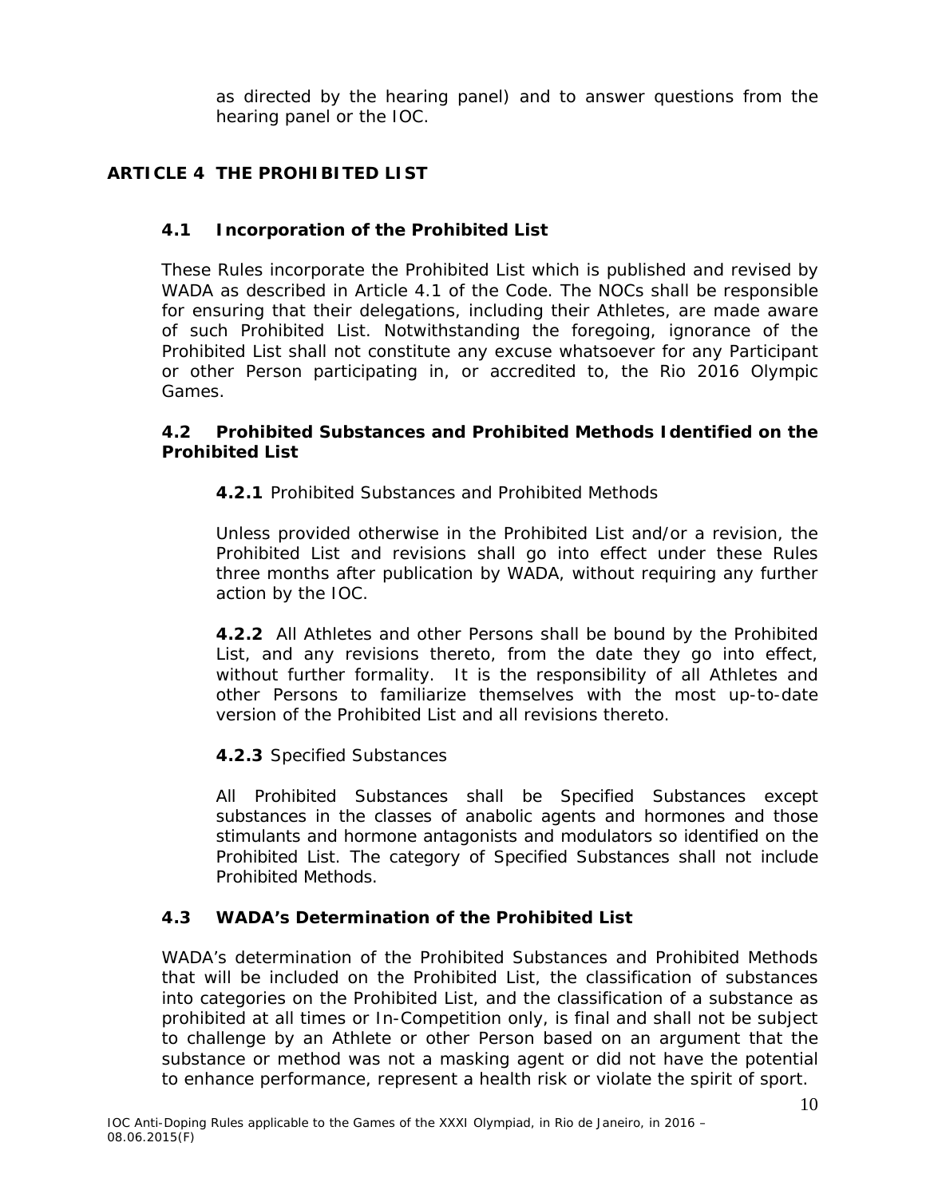as directed by the hearing panel) and to answer questions from the hearing panel or the IOC.

## ARTICLE 4 THE PROHIBITED LIST

### 4.1 Incorporation of the Prohibited List

These Rules incorporate the Prohibited List which is published and revised by WADA as described in Article 4.1 of the Code. The NOCs shall be responsible for ensuring that their delegations, including their Athletes, are made aware of such Prohibited List. Notwithstanding the foregoing, ignorance of the Prohibited List shall not constitute any excuse whatsoever for any Participant or other Person participating in, or accredited to, the Rio 2016 Olympic Games.

### 4.2 Prohibited Substances and Prohibited Methods Identified on the Prohibited List

**4.2.1** Prohibited Substances and Prohibited Methods

Unless provided otherwise in the Prohibited List and/or a revision, the Prohibited List and revisions shall go into effect under these Rules three months after publication by WADA, without requiring any further action by the IOC.

**4.2.2** All Athletes and other Persons shall be bound by the Prohibited List, and any revisions thereto, from the date they go into effect, without further formality. It is the responsibility of all Athletes and other Persons to familiarize themselves with the most up-to-date version of the Prohibited List and all revisions thereto.

**4.2.3** Specified Substances

All Prohibited Substances shall be Specified Substances except substances in the classes of anabolic agents and hormones and those stimulants and hormone antagonists and modulators so identified on the Prohibited List. The category of Specified Substances shall not include Prohibited Methods.

### 4.3 WADA's Determination of the Prohibited List

WADA's determination of the Prohibited Substances and Prohibited Methods that will be included on the Prohibited List, the classification of substances into categories on the Prohibited List, and the classification of a substance as prohibited at all times or In-Competition only, is final and shall not be subject to challenge by an Athlete or other Person based on an argument that the substance or method was not a masking agent or did not have the potential to enhance performance, represent a health risk or violate the spirit of sport.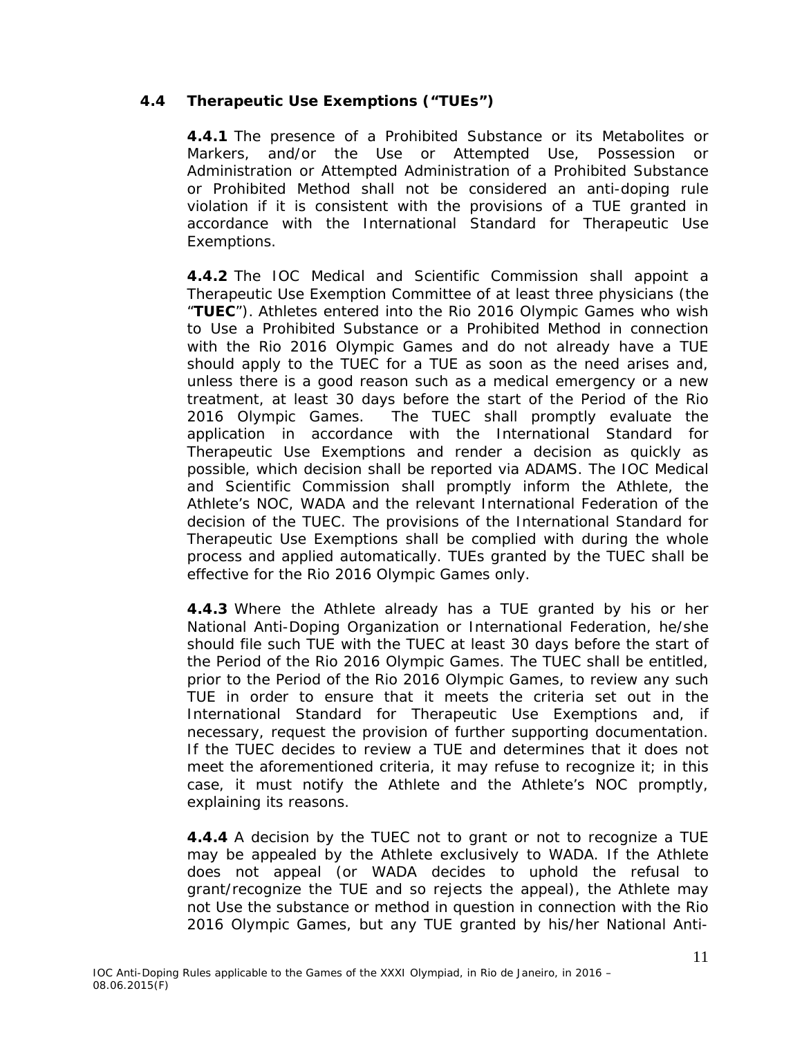### 4.4 Therapeutic Use Exemptions ("TUEs")

**4.4.1** The presence of a Prohibited Substance or its Metabolites or Markers, and/or the Use or Attempted Use, Possession or Administration or Attempted Administration of a Prohibited Substance or Prohibited Method shall not be considered an anti-doping rule violation if it is consistent with the provisions of a TUE granted in accordance with the International Standard for Therapeutic Use Exemptions.

**4.4.2** The IOC Medical and Scientific Commission shall appoint a Therapeutic Use Exemption Committee of at least three physicians (the "**TUEC**"). Athletes entered into the Rio 2016 Olympic Games who wish to Use a Prohibited Substance or a Prohibited Method in connection with the Rio 2016 Olympic Games and do not already have a TUE should apply to the TUEC for a TUE as soon as the need arises and, unless there is a good reason such as a medical emergency or a new treatment, at least 30 days before the start of the Period of the Rio 2016 Olympic Games. The TUEC shall promptly evaluate the application in accordance with the International Standard for Therapeutic Use Exemptions and render a decision as quickly as possible, which decision shall be reported via ADAMS. The IOC Medical and Scientific Commission shall promptly inform the Athlete, the Athlete's NOC, WADA and the relevant International Federation of the decision of the TUEC. The provisions of the International Standard for Therapeutic Use Exemptions shall be complied with during the whole process and applied automatically. TUEs granted by the TUEC shall be effective for the Rio 2016 Olympic Games only.

**4.4.3** Where the Athlete already has a TUE granted by his or her National Anti-Doping Organization or International Federation, he/she should file such TUE with the TUEC at least 30 days before the start of the Period of the Rio 2016 Olympic Games. The TUEC shall be entitled, prior to the Period of the Rio 2016 Olympic Games, to review any such TUE in order to ensure that it meets the criteria set out in the International Standard for Therapeutic Use Exemptions and, if necessary, request the provision of further supporting documentation. If the TUEC decides to review a TUE and determines that it does not meet the aforementioned criteria, it may refuse to recognize it; in this case, it must notify the Athlete and the Athlete's NOC promptly, explaining its reasons.

**4.4.4** A decision by the TUEC not to grant or not to recognize a TUE may be appealed by the Athlete exclusively to WADA. If the Athlete does not appeal (or WADA decides to uphold the refusal to grant/recognize the TUE and so rejects the appeal), the Athlete may not Use the substance or method in question in connection with the Rio 2016 Olympic Games, but any TUE granted by his/her National Anti-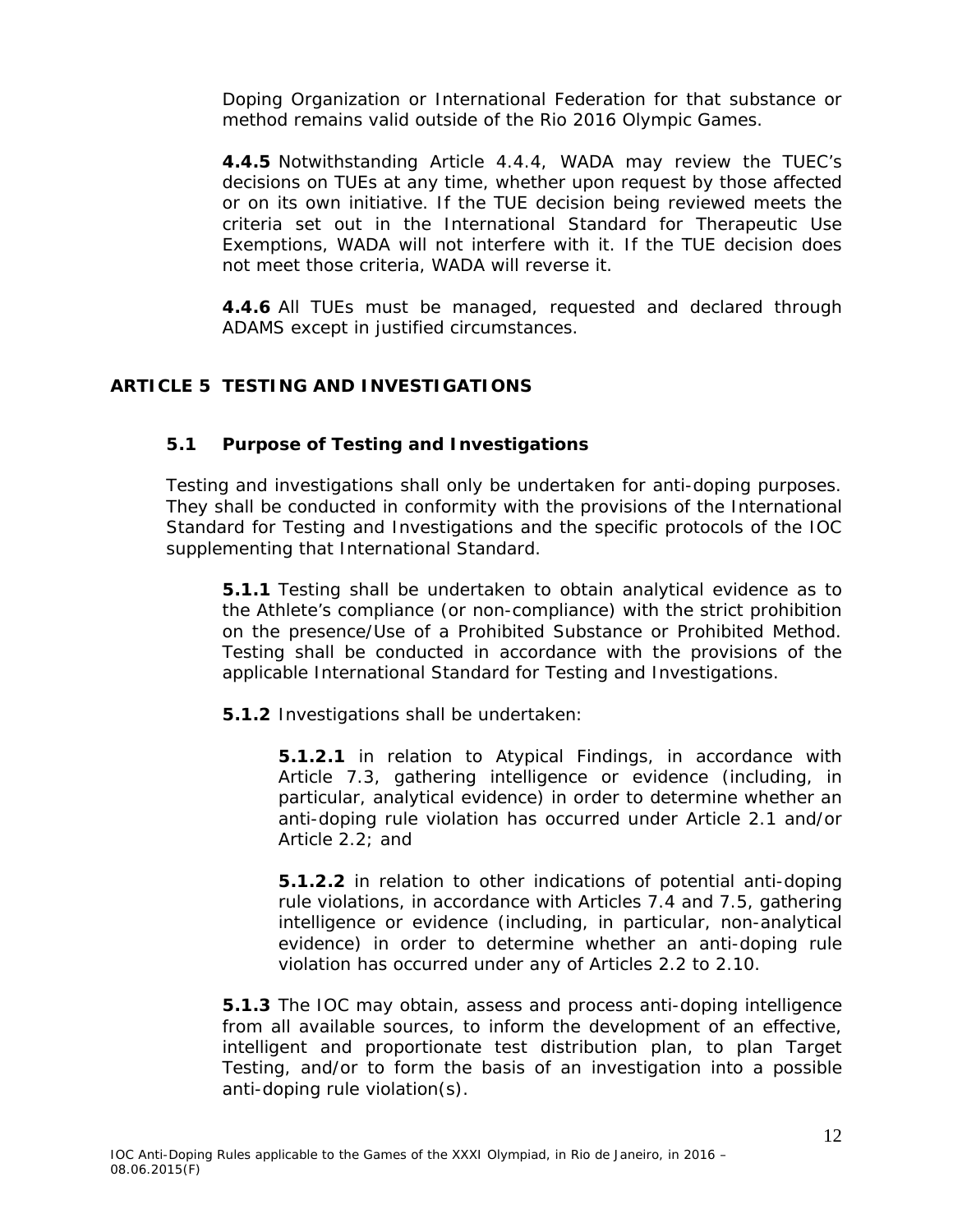Doping Organization or International Federation for that substance or method remains valid outside of the Rio 2016 Olympic Games.

**4.4.5** Notwithstanding Article 4.4.4, WADA may review the TUEC's decisions on TUEs at any time, whether upon request by those affected or on its own initiative. If the TUE decision being reviewed meets the criteria set out in the International Standard for Therapeutic Use Exemptions, WADA will not interfere with it. If the TUE decision does not meet those criteria, WADA will reverse it.

**4.4.6** All TUEs must be managed, requested and declared through ADAMS except in justified circumstances.

## ARTICLE 5 TESTING AND INVESTIGATIONS

### 5.1 Purpose of Testing and Investigations

Testing and investigations shall only be undertaken for anti-doping purposes. They shall be conducted in conformity with the provisions of the International Standard for Testing and Investigations and the specific protocols of the IOC supplementing that International Standard.

**5.1.1** Testing shall be undertaken to obtain analytical evidence as to the Athlete's compliance (or non-compliance) with the strict prohibition on the presence/Use of a Prohibited Substance or Prohibited Method. Testing shall be conducted in accordance with the provisions of the applicable International Standard for Testing and Investigations.

**5.1.2** Investigations shall be undertaken:

**5.1.2.1** in relation to Atypical Findings, in accordance with Article 7.3, gathering intelligence or evidence (including, in particular, analytical evidence) in order to determine whether an anti-doping rule violation has occurred under Article 2.1 and/or Article 2.2; and

**5.1.2.2** in relation to other indications of potential anti-doping rule violations, in accordance with Articles 7.4 and 7.5, gathering intelligence or evidence (including, in particular, non-analytical evidence) in order to determine whether an anti-doping rule violation has occurred under any of Articles 2.2 to 2.10.

**5.1.3** The IOC may obtain, assess and process anti-doping intelligence from all available sources, to inform the development of an effective, intelligent and proportionate test distribution plan, to plan Target Testing, and/or to form the basis of an investigation into a possible anti-doping rule violation(s).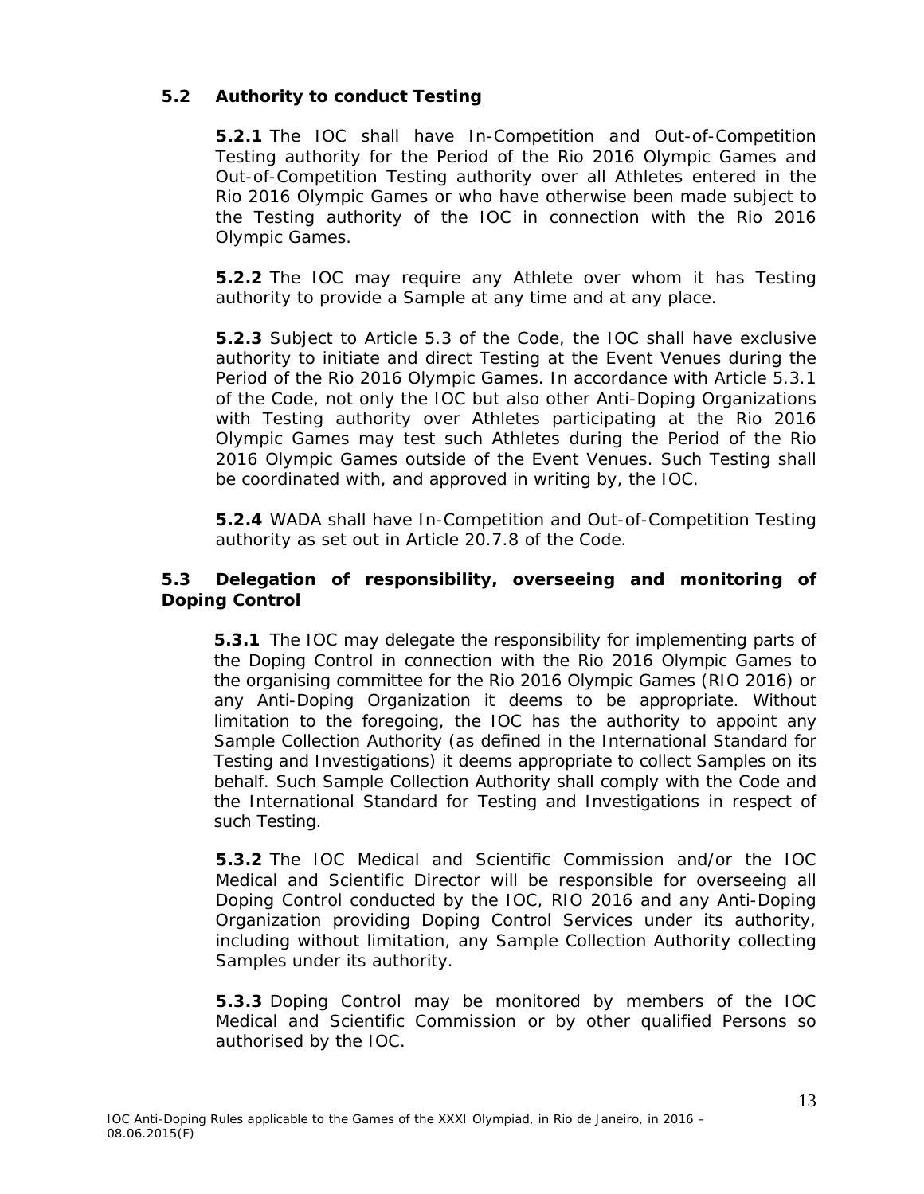### 5.2 Authority to conduct Testing

**5.2.1** The IOC shall have In-Competition and Out-of-Competition Testing authority for the Period of the Rio 2016 Olympic Games and Out-of-Competition Testing authority over all Athletes entered in the Rio 2016 Olympic Games or who have otherwise been made subject to the Testing authority of the IOC in connection with the Rio 2016 Olympic Games.

**5.2.2** The IOC may require any Athlete over whom it has Testing authority to provide a Sample at any time and at any place.

**5.2.3** Subject to Article 5.3 of the Code, the IOC shall have exclusive authority to initiate and direct Testing at the Event Venues during the Period of the Rio 2016 Olympic Games. In accordance with Article 5.3.1 of the Code, not only the IOC but also other Anti-Doping Organizations with Testing authority over Athletes participating at the Rio 2016 Olympic Games may test such Athletes during the Period of the Rio 2016 Olympic Games outside of the Event Venues. Such Testing shall be coordinated with, and approved in writing by, the IOC.

**5.2.4** WADA shall have In-Competition and Out-of-Competition Testing authority as set out in Article 20.7.8 of the Code.

### 5.3 Delegation of responsibility, overseeing and monitoring of Doping Control

**5.3.1** The IOC may delegate the responsibility for implementing parts of the Doping Control in connection with the Rio 2016 Olympic Games to the organising committee for the Rio 2016 Olympic Games (RIO 2016) or any Anti-Doping Organization it deems to be appropriate. Without limitation to the foregoing, the IOC has the authority to appoint any Sample Collection Authority (as defined in the International Standard for Testing and Investigations) it deems appropriate to collect Samples on its behalf. Such Sample Collection Authority shall comply with the Code and the International Standard for Testing and Investigations in respect of such Testing.

**5.3.2** The IOC Medical and Scientific Commission and/or the IOC Medical and Scientific Director will be responsible for overseeing all Doping Control conducted by the IOC, RIO 2016 and any Anti-Doping Organization providing Doping Control Services under its authority, including without limitation, any Sample Collection Authority collecting Samples under its authority.

**5.3.3** Doping Control may be monitored by members of the IOC Medical and Scientific Commission or by other qualified Persons so authorised by the IOC.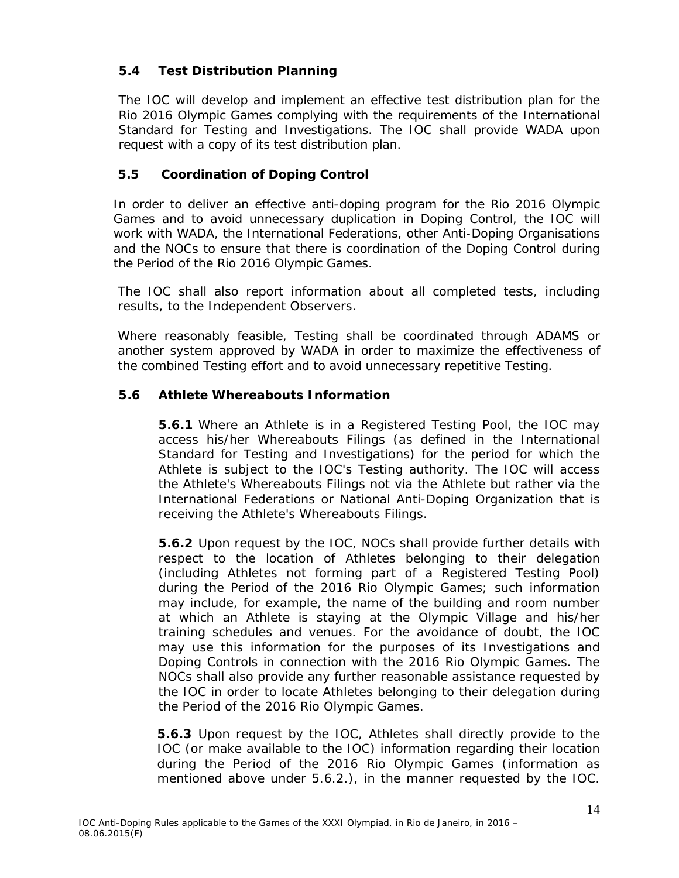### 5.4 Test Distribution Planning

The IOC will develop and implement an effective test distribution plan for the Rio 2016 Olympic Games complying with the requirements of the International Standard for Testing and Investigations. The IOC shall provide WADA upon request with a copy of its test distribution plan.

### 5.5 Coordination of Doping Control

In order to deliver an effective anti-doping program for the Rio 2016 Olympic Games and to avoid unnecessary duplication in Doping Control, the IOC will work with WADA, the International Federations, other Anti-Doping Organisations and the NOCs to ensure that there is coordination of the Doping Control during the Period of the Rio 2016 Olympic Games.

The IOC shall also report information about all completed tests, including results, to the Independent Observers.

Where reasonably feasible, Testing shall be coordinated through ADAMS or another system approved by WADA in order to maximize the effectiveness of the combined Testing effort and to avoid unnecessary repetitive Testing.

### 5.6 Athlete Whereabouts Information

**5.6.1** Where an Athlete is in a Registered Testing Pool, the IOC may access his/her Whereabouts Filings (as defined in the International Standard for Testing and Investigations) for the period for which the Athlete is subject to the IOC's Testing authority. The IOC will access the Athlete's Whereabouts Filings not via the Athlete but rather via the International Federations or National Anti-Doping Organization that is receiving the Athlete's Whereabouts Filings.

**5.6.2** Upon request by the IOC, NOCs shall provide further details with respect to the location of Athletes belonging to their delegation (including Athletes not forming part of a Registered Testing Pool) during the Period of the 2016 Rio Olympic Games; such information may include, for example, the name of the building and room number at which an Athlete is staying at the Olympic Village and his/her training schedules and venues. For the avoidance of doubt, the IOC may use this information for the purposes of its Investigations and Doping Controls in connection with the 2016 Rio Olympic Games. The NOCs shall also provide any further reasonable assistance requested by the IOC in order to locate Athletes belonging to their delegation during the Period of the 2016 Rio Olympic Games.

**5.6.3** Upon request by the IOC, Athletes shall directly provide to the IOC (or make available to the IOC) information regarding their location during the Period of the 2016 Rio Olympic Games (information as mentioned above under 5.6.2.), in the manner requested by the IOC.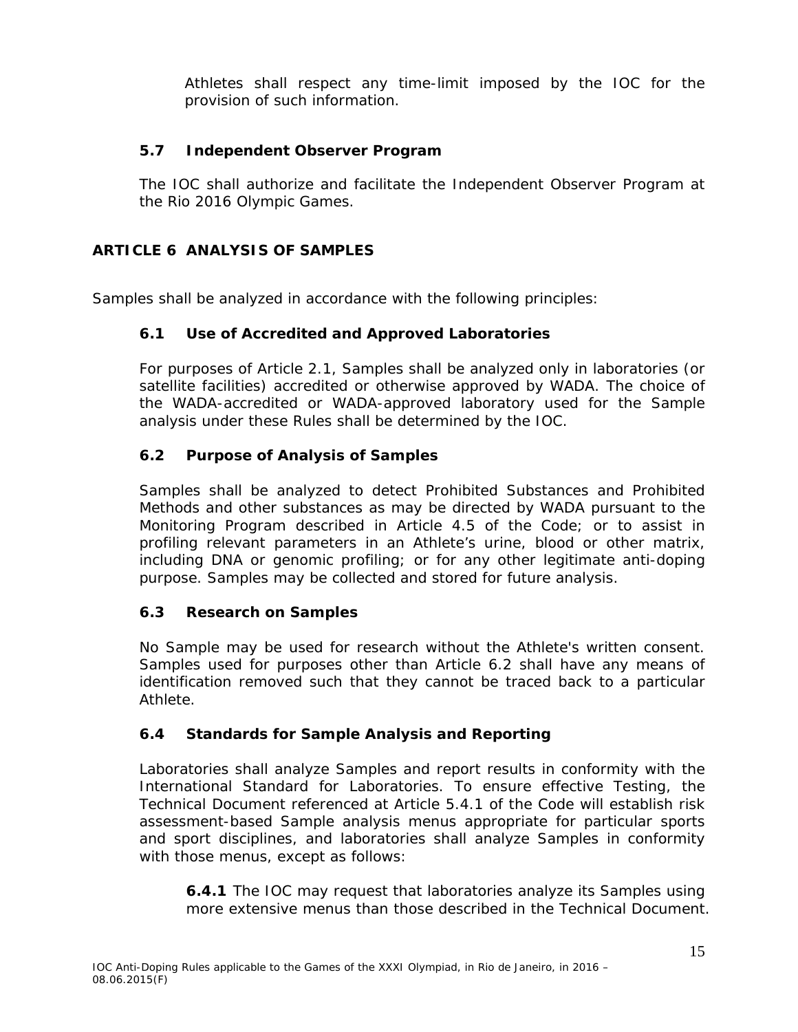Athletes shall respect any time-limit imposed by the IOC for the provision of such information.

### 5.7 Independent Observer Program

The IOC shall authorize and facilitate the Independent Observer Program at the Rio 2016 Olympic Games.

## ARTICLE 6 ANALYSIS OF SAMPLES

Samples shall be analyzed in accordance with the following principles:

### 6.1 Use of Accredited and Approved Laboratories

For purposes of Article 2.1, Samples shall be analyzed only in laboratories (or satellite facilities) accredited or otherwise approved by WADA. The choice of the WADA-accredited or WADA-approved laboratory used for the Sample analysis under these Rules shall be determined by the IOC.

### 6.2 Purpose of Analysis of Samples

Samples shall be analyzed to detect Prohibited Substances and Prohibited Methods and other substances as may be directed by WADA pursuant to the Monitoring Program described in Article 4.5 of the Code; or to assist in profiling relevant parameters in an Athlete's urine, blood or other matrix, including DNA or genomic profiling; or for any other legitimate anti-doping purpose. Samples may be collected and stored for future analysis.

### 6.3 Research on Samples

No Sample may be used for research without the Athlete's written consent. Samples used for purposes other than Article 6.2 shall have any means of identification removed such that they cannot be traced back to a particular Athlete.

### 6.4 Standards for Sample Analysis and Reporting

Laboratories shall analyze Samples and report results in conformity with the International Standard for Laboratories. To ensure effective Testing, the Technical Document referenced at Article 5.4.1 of the Code will establish risk assessment-based Sample analysis menus appropriate for particular sports and sport disciplines, and laboratories shall analyze Samples in conformity with those menus, except as follows:

**6.4.1** The IOC may request that laboratories analyze its Samples using more extensive menus than those described in the Technical Document.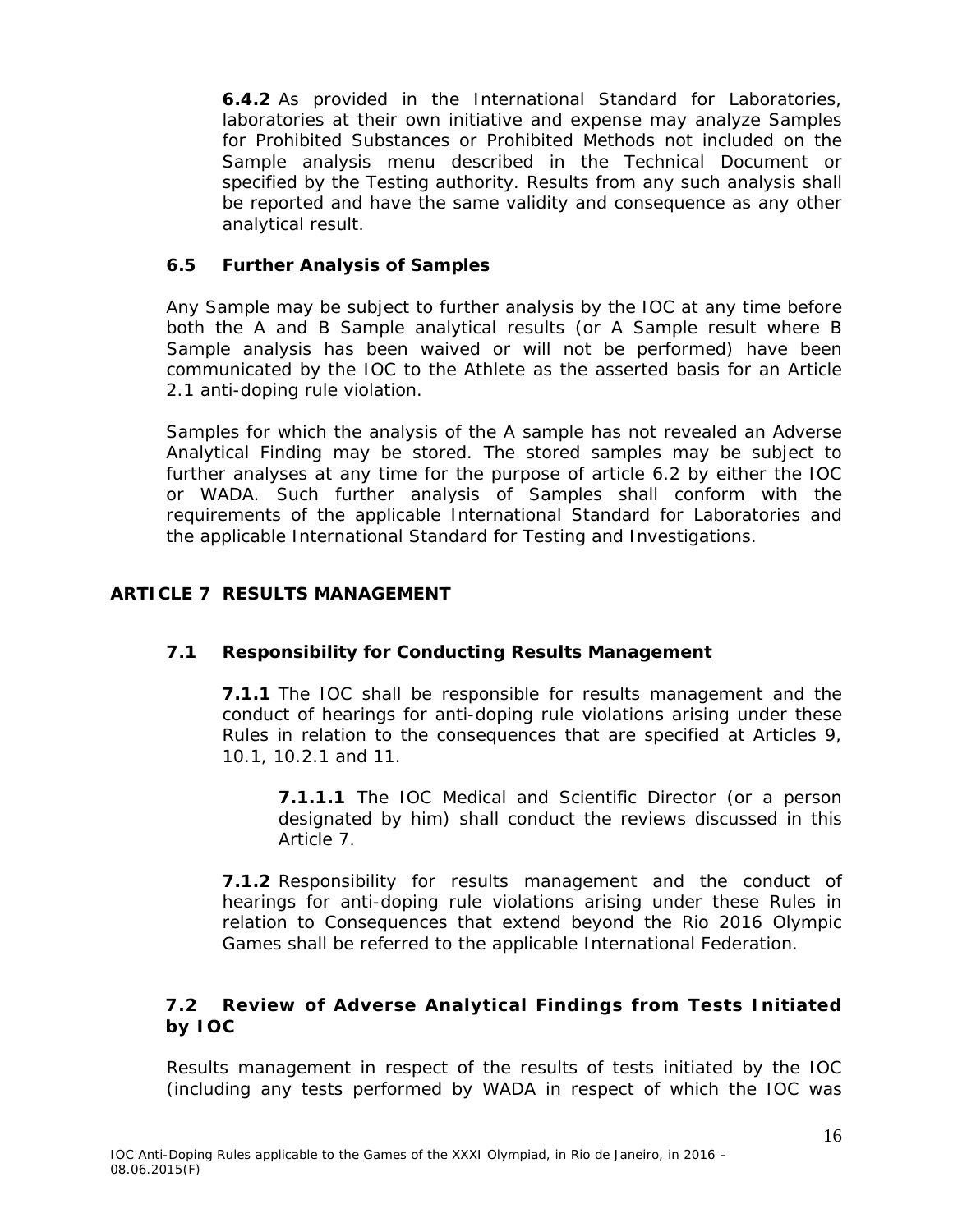**6.4.2** As provided in the International Standard for Laboratories, laboratories at their own initiative and expense may analyze Samples for Prohibited Substances or Prohibited Methods not included on the Sample analysis menu described in the Technical Document or specified by the Testing authority. Results from any such analysis shall be reported and have the same validity and consequence as any other analytical result.

### 6.5 Further Analysis of Samples

Any Sample may be subject to further analysis by the IOC at any time before both the A and B Sample analytical results (or A Sample result where B Sample analysis has been waived or will not be performed) have been communicated by the IOC to the Athlete as the asserted basis for an Article 2.1 anti-doping rule violation.

Samples for which the analysis of the A sample has not revealed an Adverse Analytical Finding may be stored. The stored samples may be subject to further analyses at any time for the purpose of article 6.2 by either the IOC or WADA. Such further analysis of Samples shall conform with the requirements of the applicable International Standard for Laboratories and the applicable International Standard for Testing and Investigations.

## ARTICLE 7 RESULTS MANAGEMENT

### 7.1 Responsibility for Conducting Results Management

**7.1.1** The IOC shall be responsible for results management and the conduct of hearings for anti-doping rule violations arising under these Rules in relation to the consequences that are specified at Articles 9, 10.1, 10.2.1 and 11.

**7.1.1.1** The IOC Medical and Scientific Director (or a person designated by him) shall conduct the reviews discussed in this Article 7.

**7.1.2** Responsibility for results management and the conduct of hearings for anti-doping rule violations arising under these Rules in relation to Consequences that extend beyond the Rio 2016 Olympic Games shall be referred to the applicable International Federation.

### 7.2 Review of Adverse Analytical Findings from Tests Initiated by IOC

Results management in respect of the results of tests initiated by the IOC (including any tests performed by WADA in respect of which the IOC was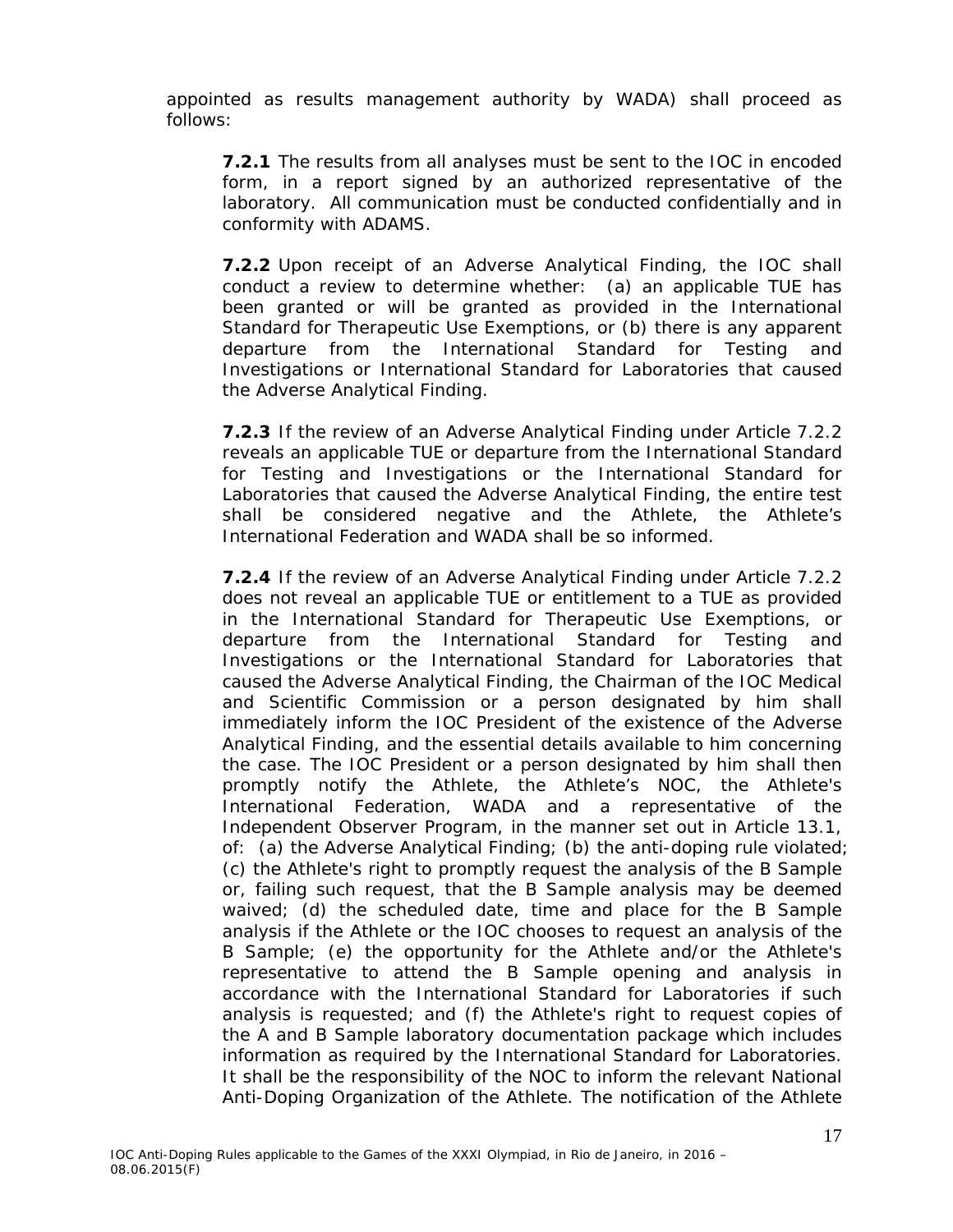appointed as results management authority by WADA) shall proceed as follows:

**7.2.1** The results from all analyses must be sent to the IOC in encoded form, in a report signed by an authorized representative of the laboratory. All communication must be conducted confidentially and in conformity with ADAMS.

**7.2.2** Upon receipt of an Adverse Analytical Finding, the IOC shall conduct a review to determine whether: (a) an applicable TUE has been granted or will be granted as provided in the International Standard for Therapeutic Use Exemptions, or (b) there is any apparent departure from the International Standard for Testing and Investigations or International Standard for Laboratories that caused the Adverse Analytical Finding.

**7.2.3** If the review of an Adverse Analytical Finding under Article 7.2.2 reveals an applicable TUE or departure from the International Standard for Testing and Investigations or the International Standard for Laboratories that caused the Adverse Analytical Finding, the entire test shall be considered negative and the Athlete, the Athlete's International Federation and WADA shall be so informed.

**7.2.4** If the review of an Adverse Analytical Finding under Article 7.2.2 does not reveal an applicable TUE or entitlement to a TUE as provided in the International Standard for Therapeutic Use Exemptions, or departure from the International Standard for Testing and Investigations or the International Standard for Laboratories that caused the Adverse Analytical Finding, the Chairman of the IOC Medical and Scientific Commission or a person designated by him shall immediately inform the IOC President of the existence of the Adverse Analytical Finding, and the essential details available to him concerning the case. The IOC President or a person designated by him shall then promptly notify the Athlete, the Athlete's NOC, the Athlete's International Federation, WADA and a representative of the Independent Observer Program, in the manner set out in Article 13.1, of: (a) the Adverse Analytical Finding; (b) the anti-doping rule violated; (c) the Athlete's right to promptly request the analysis of the B Sample or, failing such request, that the B Sample analysis may be deemed waived; (d) the scheduled date, time and place for the B Sample analysis if the Athlete or the IOC chooses to request an analysis of the B Sample; (e) the opportunity for the Athlete and/or the Athlete's representative to attend the B Sample opening and analysis in accordance with the International Standard for Laboratories if such analysis is requested; and (f) the Athlete's right to request copies of the A and B Sample laboratory documentation package which includes information as required by the International Standard for Laboratories. It shall be the responsibility of the NOC to inform the relevant National Anti-Doping Organization of the Athlete. The notification of the Athlete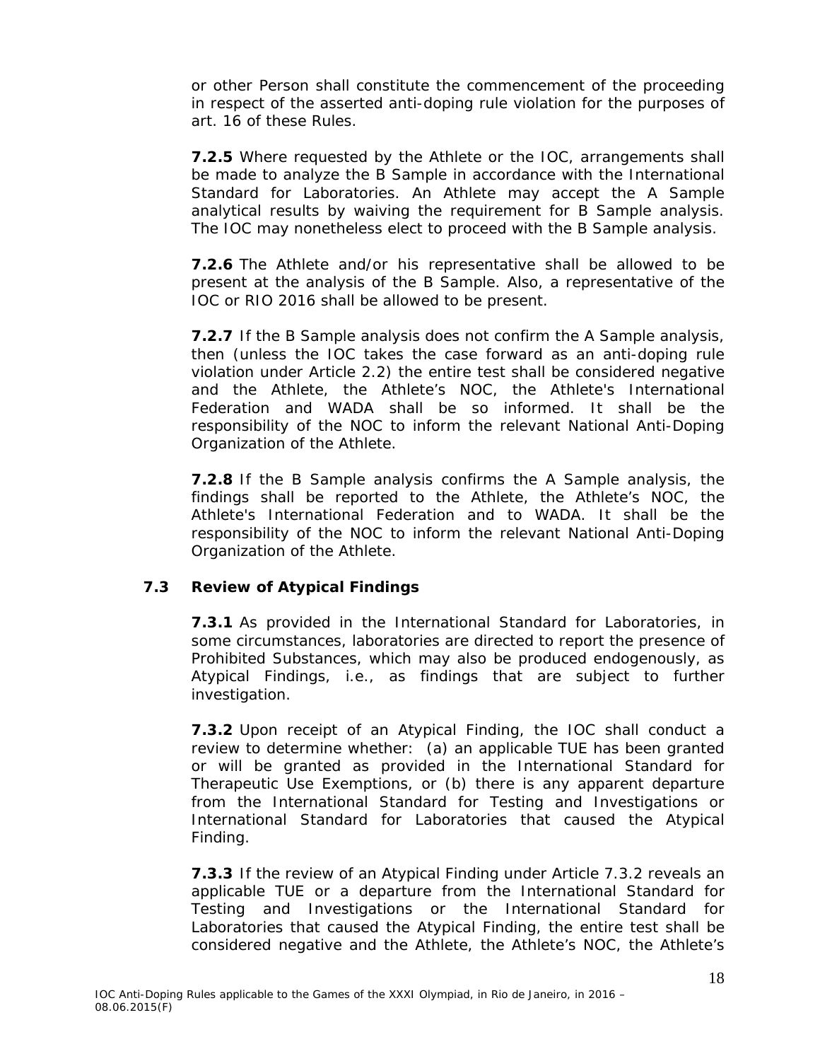or other Person shall constitute the commencement of the proceeding in respect of the asserted anti-doping rule violation for the purposes of art. 16 of these Rules.

**7.2.5** Where requested by the Athlete or the IOC, arrangements shall be made to analyze the B Sample in accordance with the International Standard for Laboratories. An Athlete may accept the A Sample analytical results by waiving the requirement for B Sample analysis. The IOC may nonetheless elect to proceed with the B Sample analysis.

**7.2.6** The Athlete and/or his representative shall be allowed to be present at the analysis of the B Sample. Also, a representative of the IOC or RIO 2016 shall be allowed to be present.

**7.2.7** If the B Sample analysis does not confirm the A Sample analysis, then (unless the IOC takes the case forward as an anti-doping rule violation under Article 2.2) the entire test shall be considered negative and the Athlete, the Athlete's NOC, the Athlete's International Federation and WADA shall be so informed. It shall be the responsibility of the NOC to inform the relevant National Anti-Doping Organization of the Athlete.

**7.2.8** If the B Sample analysis confirms the A Sample analysis, the findings shall be reported to the Athlete, the Athlete's NOC, the Athlete's International Federation and to WADA. It shall be the responsibility of the NOC to inform the relevant National Anti-Doping Organization of the Athlete.

### 7.3 Review of Atypical Findings

**7.3.1** As provided in the International Standard for Laboratories, in some circumstances, laboratories are directed to report the presence of Prohibited Substances, which may also be produced endogenously, as Atypical Findings, i.e., as findings that are subject to further investigation.

**7.3.2** Upon receipt of an Atypical Finding, the IOC shall conduct a review to determine whether: (a) an applicable TUE has been granted or will be granted as provided in the International Standard for Therapeutic Use Exemptions, or (b) there is any apparent departure from the International Standard for Testing and Investigations or International Standard for Laboratories that caused the Atypical Finding.

**7.3.3** If the review of an Atypical Finding under Article 7.3.2 reveals an applicable TUE or a departure from the International Standard for Testing and Investigations or the International Standard for Laboratories that caused the Atypical Finding, the entire test shall be considered negative and the Athlete, the Athlete's NOC, the Athlete's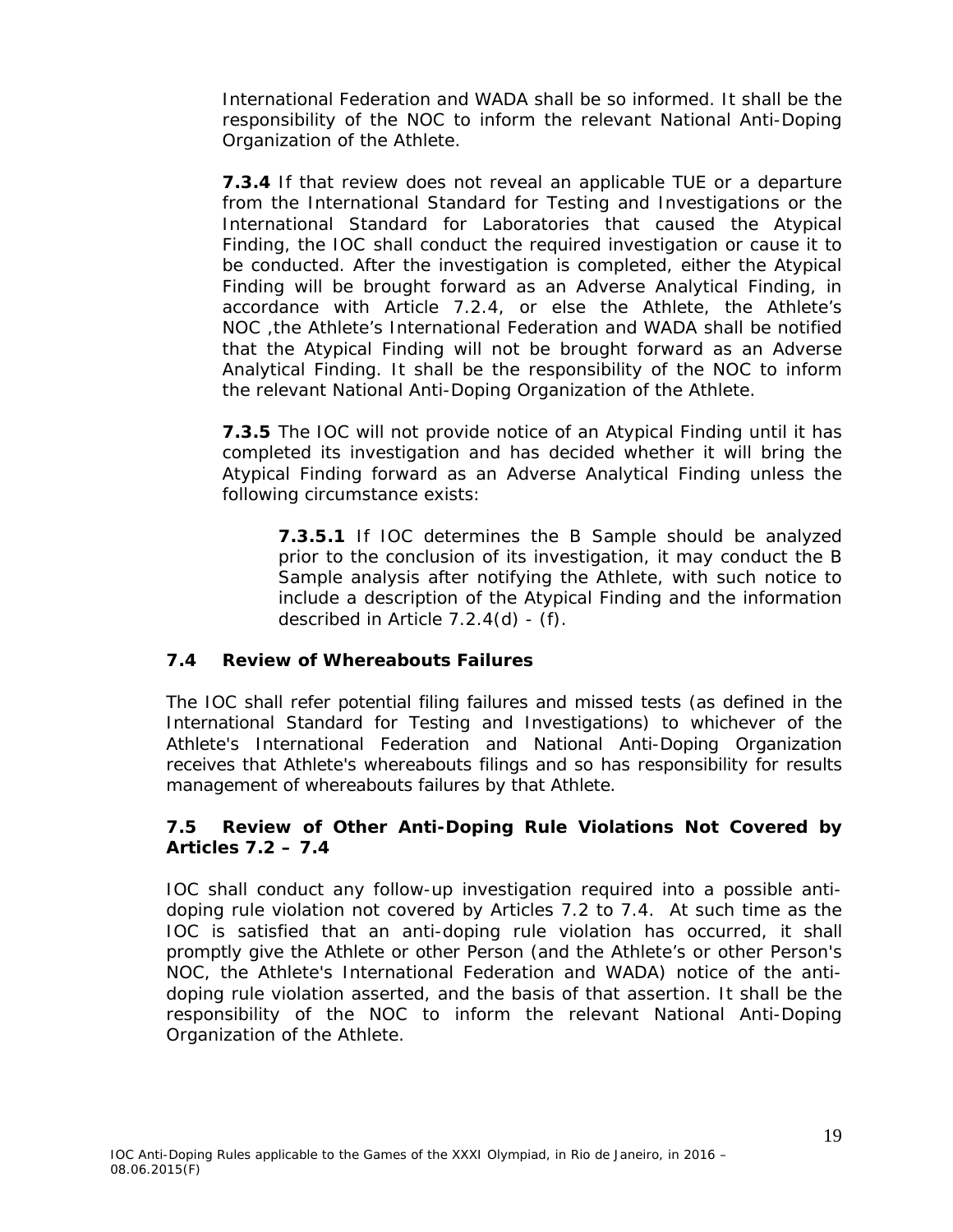International Federation and WADA shall be so informed. It shall be the responsibility of the NOC to inform the relevant National Anti-Doping Organization of the Athlete.

**7.3.4** If that review does not reveal an applicable TUE or a departure from the International Standard for Testing and Investigations or the International Standard for Laboratories that caused the Atypical Finding, the IOC shall conduct the required investigation or cause it to be conducted. After the investigation is completed, either the Atypical Finding will be brought forward as an Adverse Analytical Finding, in accordance with Article 7.2.4, or else the Athlete, the Athlete's NOC ,the Athlete's International Federation and WADA shall be notified that the Atypical Finding will not be brought forward as an Adverse Analytical Finding. It shall be the responsibility of the NOC to inform the relevant National Anti-Doping Organization of the Athlete.

**7.3.5** The IOC will not provide notice of an Atypical Finding until it has completed its investigation and has decided whether it will bring the Atypical Finding forward as an Adverse Analytical Finding unless the following circumstance exists:

**7.3.5.1** If IOC determines the B Sample should be analyzed prior to the conclusion of its investigation, it may conduct the B Sample analysis after notifying the Athlete, with such notice to include a description of the Atypical Finding and the information described in Article 7.2.4(d) - (f).

### 7.4 Review of Whereabouts Failures

The IOC shall refer potential filing failures and missed tests (as defined in the International Standard for Testing and Investigations) to whichever of the Athlete's International Federation and National Anti-Doping Organization receives that Athlete's whereabouts filings and so has responsibility for results management of whereabouts failures by that Athlete.

### 7.5 Review of Other Anti-Doping Rule Violations Not Covered by Articles 7.2 – 7.4

IOC shall conduct any follow-up investigation required into a possible anti-doping rule violation not covered by Articles 7.2 to 7.4. At such time as the IOC is satisfied that an anti-doping rule violation has occurred, it shall promptly give the Athlete or other Person (and the Athlete's or other Person's NOC, the Athlete's International Federation and WADA) notice of the anti-doping rule violation asserted, and the basis of that assertion. It shall be the responsibility of the NOC to inform the relevant National Anti-Doping Organization of the Athlete.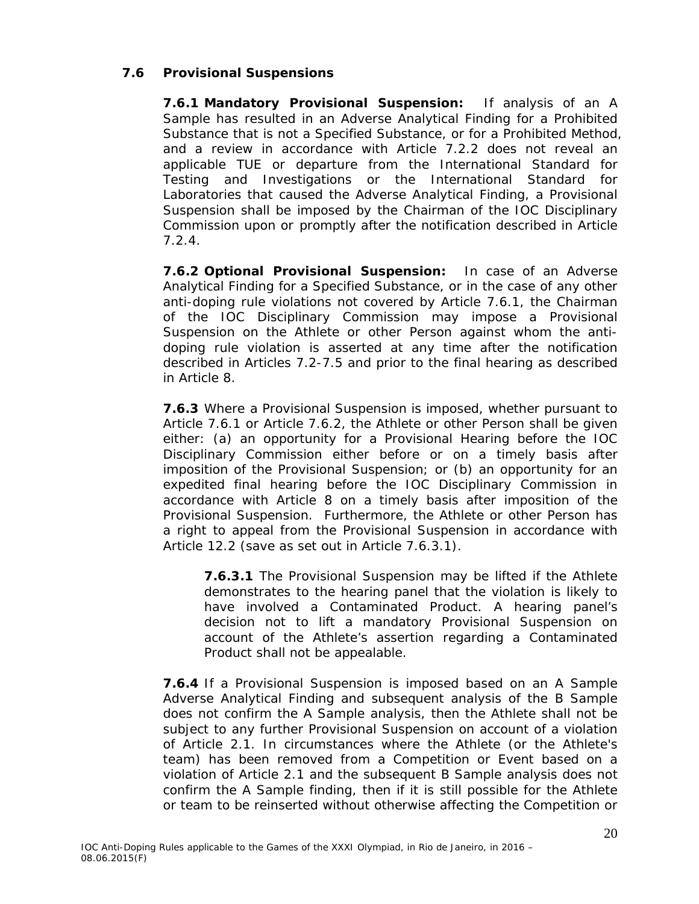### 7.6 Provisional Suspensions

**7.6.1 Mandatory Provisional Suspension:** If analysis of an A Sample has resulted in an Adverse Analytical Finding for a Prohibited Substance that is not a Specified Substance, or for a Prohibited Method, and a review in accordance with Article 7.2.2 does not reveal an applicable TUE or departure from the International Standard for Testing and Investigations or the International Standard for Laboratories that caused the Adverse Analytical Finding, a Provisional Suspension shall be imposed by the Chairman of the IOC Disciplinary Commission upon or promptly after the notification described in Article 7.2.4.

**7.6.2 Optional Provisional Suspension:** In case of an Adverse Analytical Finding for a Specified Substance, or in the case of any other anti-doping rule violations not covered by Article 7.6.1, the Chairman of the IOC Disciplinary Commission may impose a Provisional Suspension on the Athlete or other Person against whom the anti-doping rule violation is asserted at any time after the notification described in Articles 7.2-7.5 and prior to the final hearing as described in Article 8.

**7.6.3** Where a Provisional Suspension is imposed, whether pursuant to Article 7.6.1 or Article 7.6.2, the Athlete or other Person shall be given either: (a) an opportunity for a Provisional Hearing before the IOC Disciplinary Commission either before or on a timely basis after imposition of the Provisional Suspension; or (b) an opportunity for an expedited final hearing before the IOC Disciplinary Commission in accordance with Article 8 on a timely basis after imposition of the Provisional Suspension. Furthermore, the Athlete or other Person has a right to appeal from the Provisional Suspension in accordance with Article 12.2 (save as set out in Article 7.6.3.1).

> **7.6.3.1** The Provisional Suspension may be lifted if the Athlete demonstrates to the hearing panel that the violation is likely to have involved a Contaminated Product. A hearing panel's decision not to lift a mandatory Provisional Suspension on account of the Athlete's assertion regarding a Contaminated Product shall not be appealable.

**7.6.4** If a Provisional Suspension is imposed based on an A Sample Adverse Analytical Finding and subsequent analysis of the B Sample does not confirm the A Sample analysis, then the Athlete shall not be subject to any further Provisional Suspension on account of a violation of Article 2.1. In circumstances where the Athlete (or the Athlete's team) has been removed from a Competition or Event based on a violation of Article 2.1 and the subsequent B Sample analysis does not confirm the A Sample finding, then if it is still possible for the Athlete or team to be reinserted without otherwise affecting the Competition or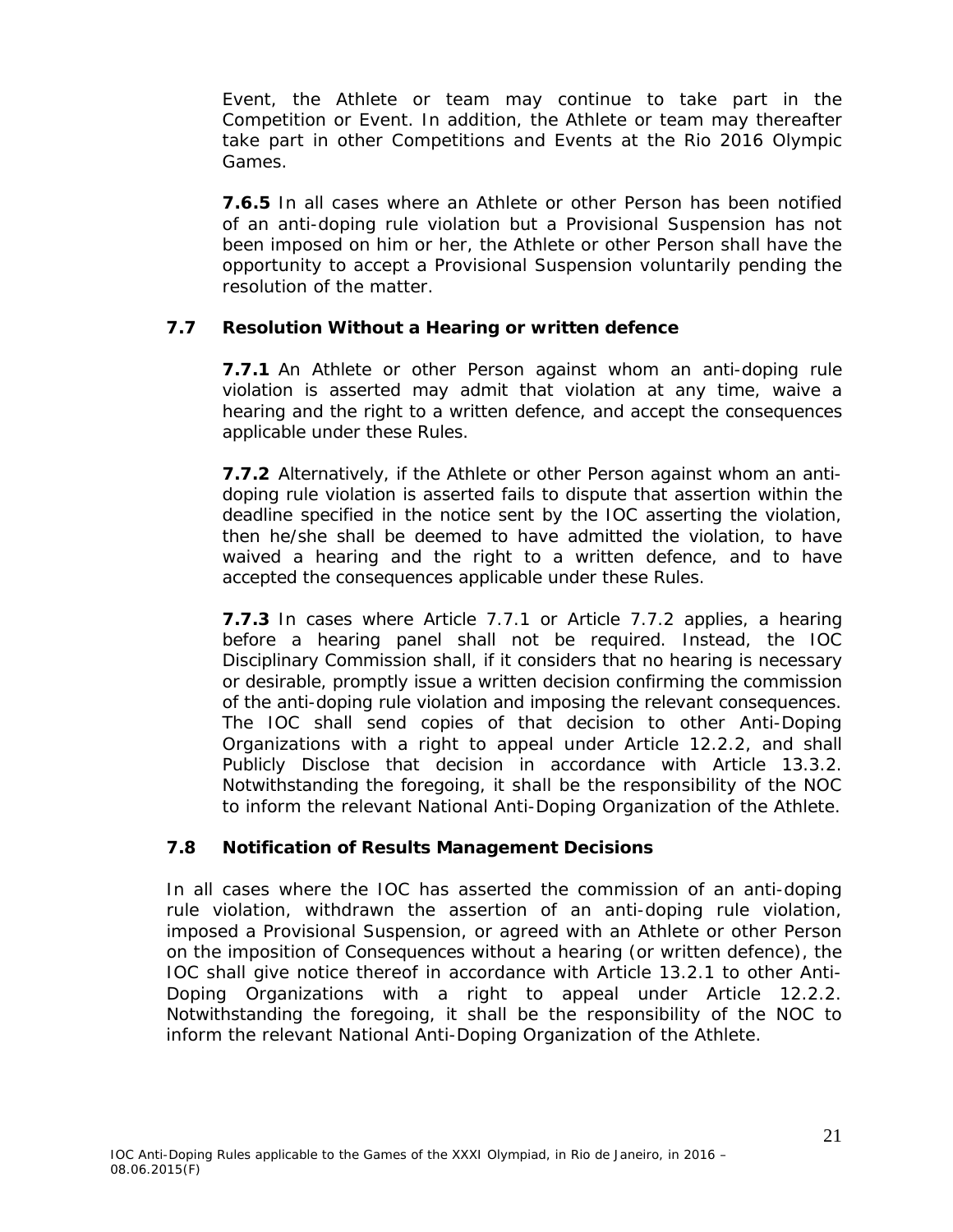Event, the Athlete or team may continue to take part in the Competition or Event. In addition, the Athlete or team may thereafter take part in other Competitions and Events at the Rio 2016 Olympic Games.

**7.6.5** In all cases where an Athlete or other Person has been notified of an anti-doping rule violation but a Provisional Suspension has not been imposed on him or her, the Athlete or other Person shall have the opportunity to accept a Provisional Suspension voluntarily pending the resolution of the matter.

### 7.7 Resolution Without a Hearing or written defence

**7.7.1** An Athlete or other Person against whom an anti-doping rule violation is asserted may admit that violation at any time, waive a hearing and the right to a written defence, and accept the consequences applicable under these Rules.

**7.7.2** Alternatively, if the Athlete or other Person against whom an anti-doping rule violation is asserted fails to dispute that assertion within the deadline specified in the notice sent by the IOC asserting the violation, then he/she shall be deemed to have admitted the violation, to have waived a hearing and the right to a written defence, and to have accepted the consequences applicable under these Rules.

**7.7.3** In cases where Article 7.7.1 or Article 7.7.2 applies, a hearing before a hearing panel shall not be required. Instead, the IOC Disciplinary Commission shall, if it considers that no hearing is necessary or desirable, promptly issue a written decision confirming the commission of the anti-doping rule violation and imposing the relevant consequences. The IOC shall send copies of that decision to other Anti-Doping Organizations with a right to appeal under Article 12.2.2, and shall Publicly Disclose that decision in accordance with Article 13.3.2. Notwithstanding the foregoing, it shall be the responsibility of the NOC to inform the relevant National Anti-Doping Organization of the Athlete.

### 7.8 Notification of Results Management Decisions

In all cases where the IOC has asserted the commission of an anti-doping rule violation, withdrawn the assertion of an anti-doping rule violation, imposed a Provisional Suspension, or agreed with an Athlete or other Person on the imposition of Consequences without a hearing (or written defence), the IOC shall give notice thereof in accordance with Article 13.2.1 to other Anti-Doping Organizations with a right to appeal under Article 12.2.2. Notwithstanding the foregoing, it shall be the responsibility of the NOC to inform the relevant National Anti-Doping Organization of the Athlete.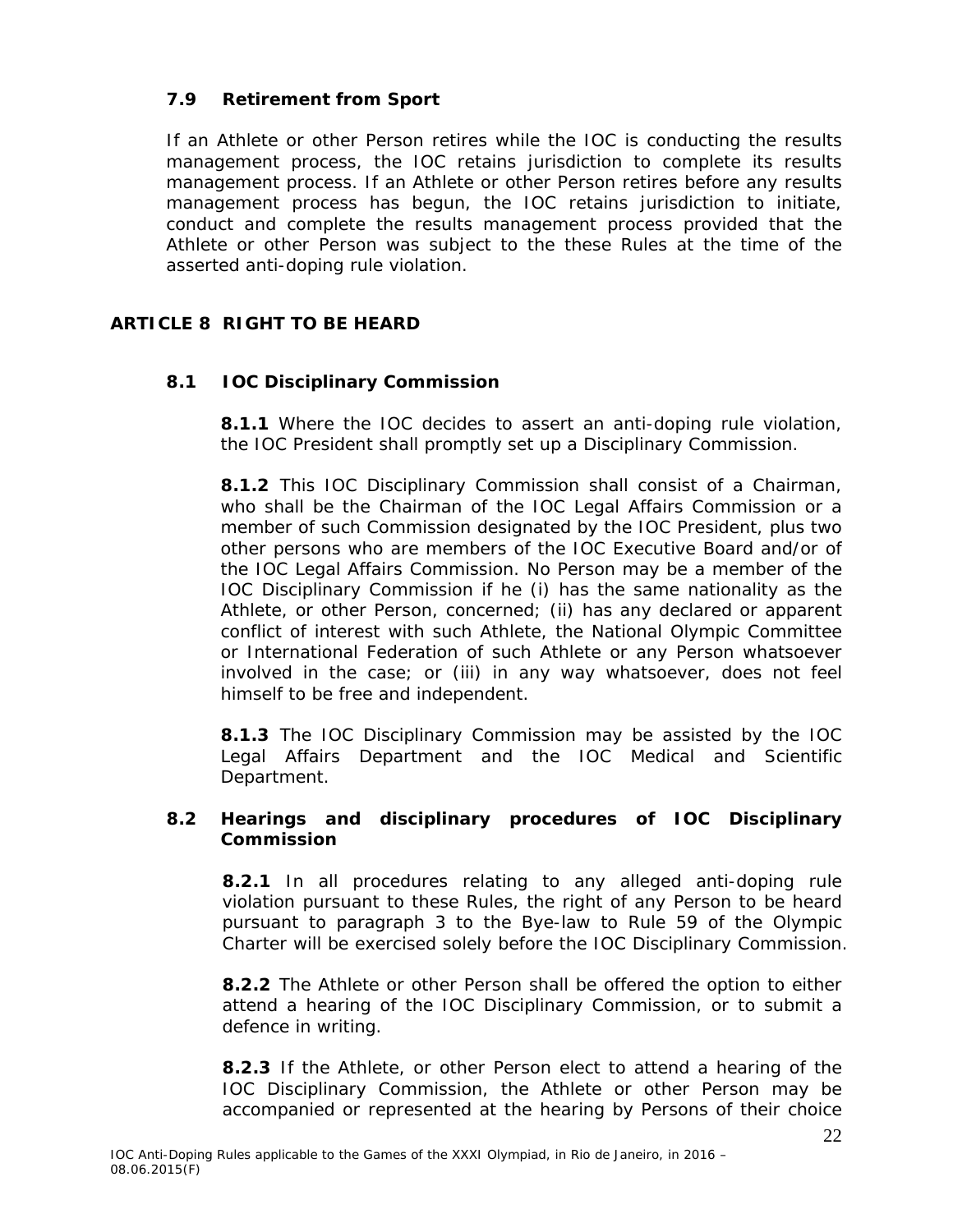### 7.9 Retirement from Sport

If an Athlete or other Person retires while the IOC is conducting the results management process, the IOC retains jurisdiction to complete its results management process. If an Athlete or other Person retires before any results management process has begun, the IOC retains jurisdiction to initiate, conduct and complete the results management process provided that the Athlete or other Person was subject to the these Rules at the time of the asserted anti-doping rule violation.

## ARTICLE 8 RIGHT TO BE HEARD

### 8.1 IOC Disciplinary Commission

**8.1.1** Where the IOC decides to assert an anti-doping rule violation, the IOC President shall promptly set up a Disciplinary Commission.

**8.1.2** This IOC Disciplinary Commission shall consist of a Chairman, who shall be the Chairman of the IOC Legal Affairs Commission or a member of such Commission designated by the IOC President, plus two other persons who are members of the IOC Executive Board and/or of the IOC Legal Affairs Commission. No Person may be a member of the IOC Disciplinary Commission if he (i) has the same nationality as the Athlete, or other Person, concerned; (ii) has any declared or apparent conflict of interest with such Athlete, the National Olympic Committee or International Federation of such Athlete or any Person whatsoever involved in the case; or (iii) in any way whatsoever, does not feel himself to be free and independent.

**8.1.3** The IOC Disciplinary Commission may be assisted by the IOC Legal Affairs Department and the IOC Medical and Scientific Department.

### 8.2 Hearings and disciplinary procedures of IOC Disciplinary Commission

**8.2.1** In all procedures relating to any alleged anti-doping rule violation pursuant to these Rules, the right of any Person to be heard pursuant to paragraph 3 to the Bye-law to Rule 59 of the Olympic Charter will be exercised solely before the IOC Disciplinary Commission.

**8.2.2** The Athlete or other Person shall be offered the option to either attend a hearing of the IOC Disciplinary Commission, or to submit a defence in writing.

**8.2.3** If the Athlete, or other Person elect to attend a hearing of the IOC Disciplinary Commission, the Athlete or other Person may be accompanied or represented at the hearing by Persons of their choice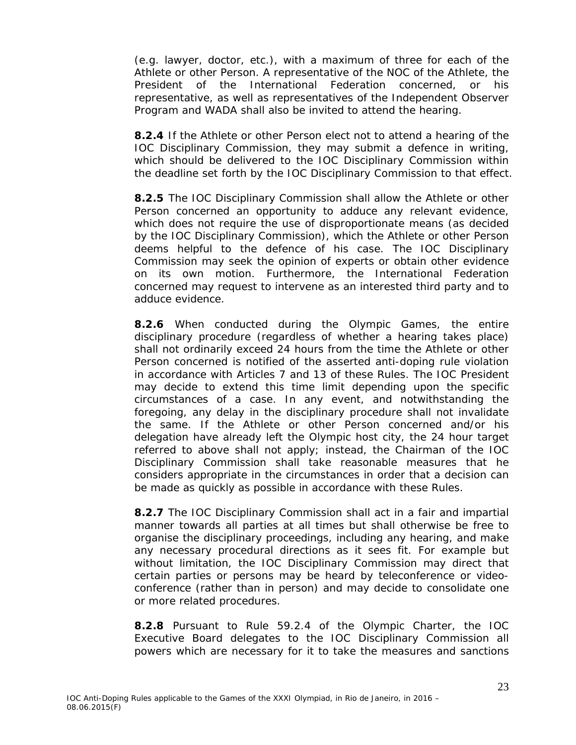(e.g. lawyer, doctor, etc.), with a maximum of three for each of the Athlete or other Person. A representative of the NOC of the Athlete, the President of the International Federation concerned, or his representative, as well as representatives of the Independent Observer Program and WADA shall also be invited to attend the hearing.

**8.2.4** If the Athlete or other Person elect not to attend a hearing of the IOC Disciplinary Commission, they may submit a defence in writing, which should be delivered to the IOC Disciplinary Commission within the deadline set forth by the IOC Disciplinary Commission to that effect.

**8.2.5** The IOC Disciplinary Commission shall allow the Athlete or other Person concerned an opportunity to adduce any relevant evidence, which does not require the use of disproportionate means (as decided by the IOC Disciplinary Commission), which the Athlete or other Person deems helpful to the defence of his case. The IOC Disciplinary Commission may seek the opinion of experts or obtain other evidence on its own motion. Furthermore, the International Federation concerned may request to intervene as an interested third party and to adduce evidence.

**8.2.6** When conducted during the Olympic Games, the entire disciplinary procedure (regardless of whether a hearing takes place) shall not ordinarily exceed 24 hours from the time the Athlete or other Person concerned is notified of the asserted anti-doping rule violation in accordance with Articles 7 and 13 of these Rules. The IOC President may decide to extend this time limit depending upon the specific circumstances of a case. In any event, and notwithstanding the foregoing, any delay in the disciplinary procedure shall not invalidate the same. If the Athlete or other Person concerned and/or his delegation have already left the Olympic host city, the 24 hour target referred to above shall not apply; instead, the Chairman of the IOC Disciplinary Commission shall take reasonable measures that he considers appropriate in the circumstances in order that a decision can be made as quickly as possible in accordance with these Rules.

**8.2.7** The IOC Disciplinary Commission shall act in a fair and impartial manner towards all parties at all times but shall otherwise be free to organise the disciplinary proceedings, including any hearing, and make any necessary procedural directions as it sees fit. For example but without limitation, the IOC Disciplinary Commission may direct that certain parties or persons may be heard by teleconference or video-conference (rather than in person) and may decide to consolidate one or more related procedures.

**8.2.8** Pursuant to Rule 59.2.4 of the Olympic Charter, the IOC Executive Board delegates to the IOC Disciplinary Commission all powers which are necessary for it to take the measures and sanctions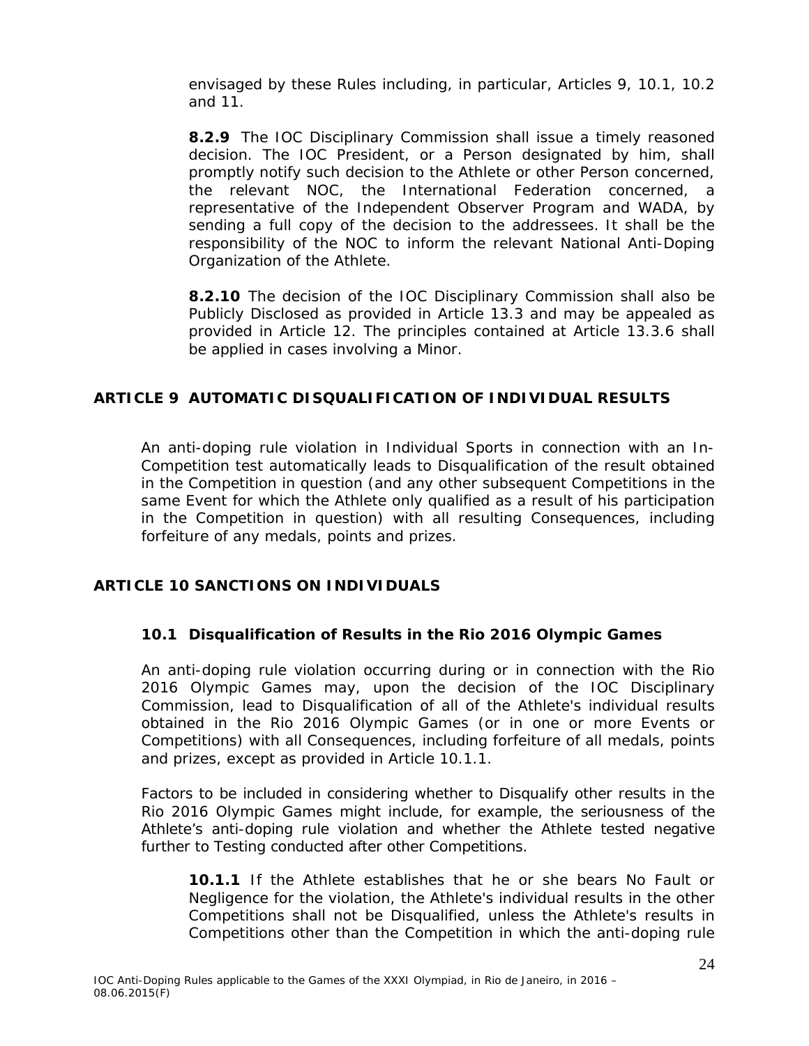envisaged by these Rules including, in particular, Articles 9, 10.1, 10.2 and 11.

**8.2.9** The IOC Disciplinary Commission shall issue a timely reasoned decision. The IOC President, or a Person designated by him, shall promptly notify such decision to the Athlete or other Person concerned, the relevant NOC, the International Federation concerned, a representative of the Independent Observer Program and WADA, by sending a full copy of the decision to the addressees. It shall be the responsibility of the NOC to inform the relevant National Anti-Doping Organization of the Athlete.

**8.2.10** The decision of the IOC Disciplinary Commission shall also be Publicly Disclosed as provided in Article 13.3 and may be appealed as provided in Article 12. The principles contained at Article 13.3.6 shall be applied in cases involving a Minor.

## ARTICLE 9 AUTOMATIC DISQUALIFICATION OF INDIVIDUAL RESULTS

An anti-doping rule violation in Individual Sports in connection with an In-Competition test automatically leads to Disqualification of the result obtained in the Competition in question (and any other subsequent Competitions in the same Event for which the Athlete only qualified as a result of his participation in the Competition in question) with all resulting Consequences, including forfeiture of any medals, points and prizes.

## ARTICLE 10 SANCTIONS ON INDIVIDUALS

### 10.1 Disqualification of Results in the Rio 2016 Olympic Games

An anti-doping rule violation occurring during or in connection with the Rio 2016 Olympic Games may, upon the decision of the IOC Disciplinary Commission, lead to Disqualification of all of the Athlete's individual results obtained in the Rio 2016 Olympic Games (or in one or more Events or Competitions) with all Consequences, including forfeiture of all medals, points and prizes, except as provided in Article 10.1.1.

Factors to be included in considering whether to Disqualify other results in the Rio 2016 Olympic Games might include, for example, the seriousness of the Athlete's anti-doping rule violation and whether the Athlete tested negative further to Testing conducted after other Competitions.

**10.1.1** If the Athlete establishes that he or she bears No Fault or Negligence for the violation, the Athlete's individual results in the other Competitions shall not be Disqualified, unless the Athlete's results in Competitions other than the Competition in which the anti-doping rule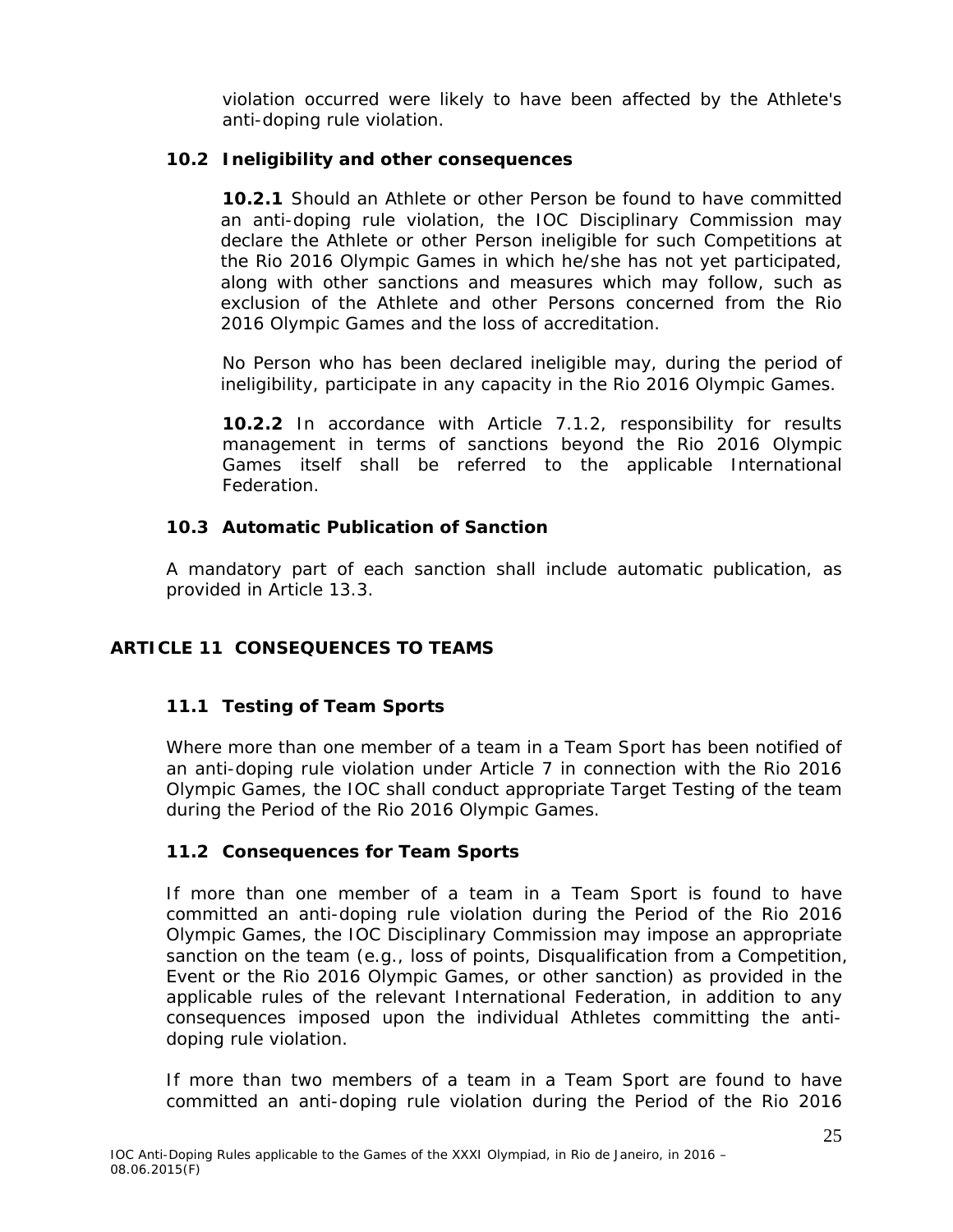violation occurred were likely to have been affected by the Athlete's anti-doping rule violation.

### 10.2 Ineligibility and other consequences

**10.2.1** Should an Athlete or other Person be found to have committed an anti-doping rule violation, the IOC Disciplinary Commission may declare the Athlete or other Person ineligible for such Competitions at the Rio 2016 Olympic Games in which he/she has not yet participated, along with other sanctions and measures which may follow, such as exclusion of the Athlete and other Persons concerned from the Rio 2016 Olympic Games and the loss of accreditation.

No Person who has been declared ineligible may, during the period of ineligibility, participate in any capacity in the Rio 2016 Olympic Games.

**10.2.2** In accordance with Article 7.1.2, responsibility for results management in terms of sanctions beyond the Rio 2016 Olympic Games itself shall be referred to the applicable International Federation.

### 10.3 Automatic Publication of Sanction

A mandatory part of each sanction shall include automatic publication, as provided in Article 13.3.

## ARTICLE 11 CONSEQUENCES TO TEAMS

### 11.1 Testing of Team Sports

Where more than one member of a team in a Team Sport has been notified of an anti-doping rule violation under Article 7 in connection with the Rio 2016 Olympic Games, the IOC shall conduct appropriate Target Testing of the team during the Period of the Rio 2016 Olympic Games.

### 11.2 Consequences for Team Sports

If more than one member of a team in a Team Sport is found to have committed an anti-doping rule violation during the Period of the Rio 2016 Olympic Games, the IOC Disciplinary Commission may impose an appropriate sanction on the team (e.g., loss of points, Disqualification from a Competition, Event or the Rio 2016 Olympic Games, or other sanction) as provided in the applicable rules of the relevant International Federation, in addition to any consequences imposed upon the individual Athletes committing the anti-doping rule violation.

If more than two members of a team in a Team Sport are found to have committed an anti-doping rule violation during the Period of the Rio 2016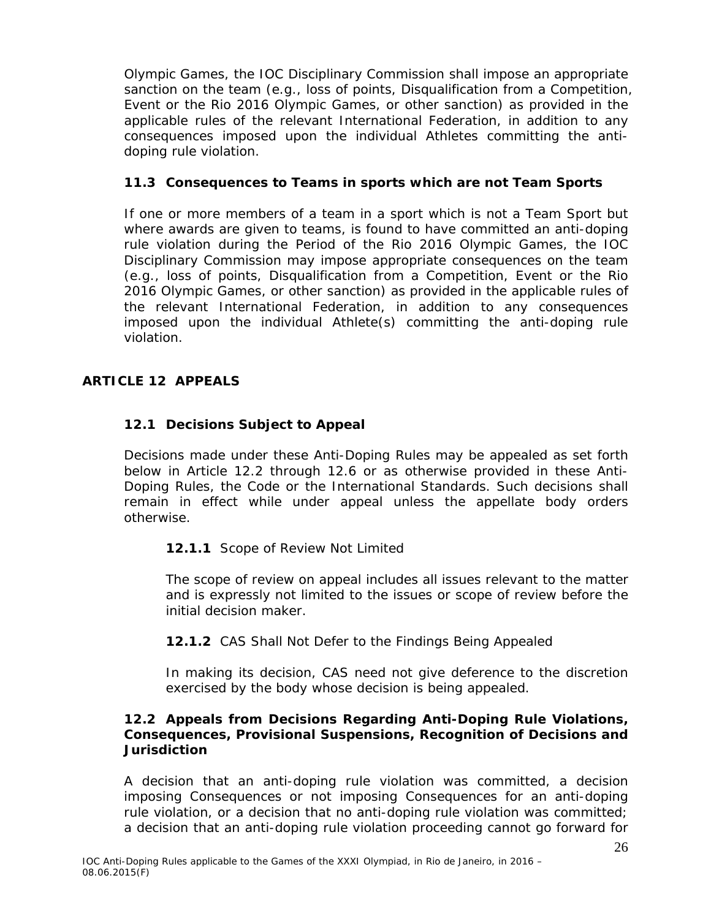Olympic Games, the IOC Disciplinary Commission shall impose an appropriate sanction on the team (e.g., loss of points, Disqualification from a Competition, Event or the Rio 2016 Olympic Games, or other sanction) as provided in the applicable rules of the relevant International Federation, in addition to any consequences imposed upon the individual Athletes committing the anti-doping rule violation.

### 11.3 Consequences to Teams in sports which are not Team Sports

If one or more members of a team in a sport which is not a Team Sport but where awards are given to teams, is found to have committed an anti-doping rule violation during the Period of the Rio 2016 Olympic Games, the IOC Disciplinary Commission may impose appropriate consequences on the team (e.g., loss of points, Disqualification from a Competition, Event or the Rio 2016 Olympic Games, or other sanction) as provided in the applicable rules of the relevant International Federation, in addition to any consequences imposed upon the individual Athlete(s) committing the anti-doping rule violation.

## ARTICLE 12 APPEALS

### 12.1 Decisions Subject to Appeal

Decisions made under these Anti-Doping Rules may be appealed as set forth below in Article 12.2 through 12.6 or as otherwise provided in these Anti-Doping Rules, the Code or the International Standards. Such decisions shall remain in effect while under appeal unless the appellate body orders otherwise.

**12.1.1** Scope of Review Not Limited

The scope of review on appeal includes all issues relevant to the matter and is expressly not limited to the issues or scope of review before the initial decision maker.

**12.1.2** CAS Shall Not Defer to the Findings Being Appealed

In making its decision, CAS need not give deference to the discretion exercised by the body whose decision is being appealed.

### 12.2 Appeals from Decisions Regarding Anti-Doping Rule Violations, Consequences, Provisional Suspensions, Recognition of Decisions and Jurisdiction

A decision that an anti-doping rule violation was committed, a decision imposing Consequences or not imposing Consequences for an anti-doping rule violation, or a decision that no anti-doping rule violation was committed; a decision that an anti-doping rule violation proceeding cannot go forward for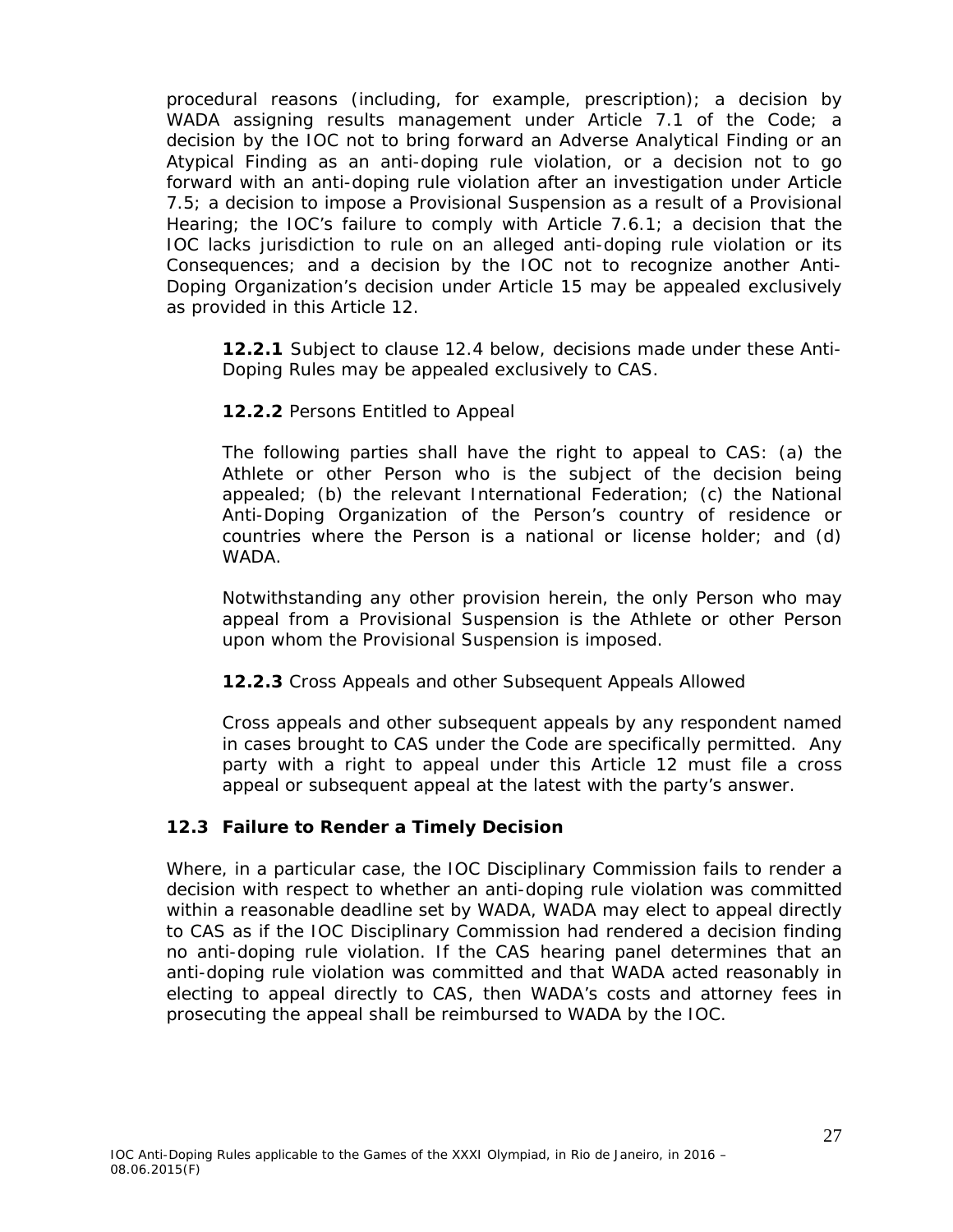procedural reasons (including, for example, prescription); a decision by WADA assigning results management under Article 7.1 of the Code; a decision by the IOC not to bring forward an Adverse Analytical Finding or an Atypical Finding as an anti-doping rule violation, or a decision not to go forward with an anti-doping rule violation after an investigation under Article 7.5; a decision to impose a Provisional Suspension as a result of a Provisional Hearing; the IOC's failure to comply with Article 7.6.1; a decision that the IOC lacks jurisdiction to rule on an alleged anti-doping rule violation or its Consequences; and a decision by the IOC not to recognize another Anti-Doping Organization's decision under Article 15 may be appealed exclusively as provided in this Article 12.

**12.2.1** Subject to clause 12.4 below, decisions made under these Anti-Doping Rules may be appealed exclusively to CAS.

**12.2.2** Persons Entitled to Appeal

The following parties shall have the right to appeal to CAS: (a) the Athlete or other Person who is the subject of the decision being appealed; (b) the relevant International Federation; (c) the National Anti-Doping Organization of the Person's country of residence or countries where the Person is a national or license holder; and (d) WADA.

Notwithstanding any other provision herein, the only Person who may appeal from a Provisional Suspension is the Athlete or other Person upon whom the Provisional Suspension is imposed.

**12.2.3** Cross Appeals and other Subsequent Appeals Allowed

Cross appeals and other subsequent appeals by any respondent named in cases brought to CAS under the Code are specifically permitted. Any party with a right to appeal under this Article 12 must file a cross appeal or subsequent appeal at the latest with the party's answer.

### 12.3 Failure to Render a Timely Decision

Where, in a particular case, the IOC Disciplinary Commission fails to render a decision with respect to whether an anti-doping rule violation was committed within a reasonable deadline set by WADA, WADA may elect to appeal directly to CAS as if the IOC Disciplinary Commission had rendered a decision finding no anti-doping rule violation. If the CAS hearing panel determines that an anti-doping rule violation was committed and that WADA acted reasonably in electing to appeal directly to CAS, then WADA's costs and attorney fees in prosecuting the appeal shall be reimbursed to WADA by the IOC.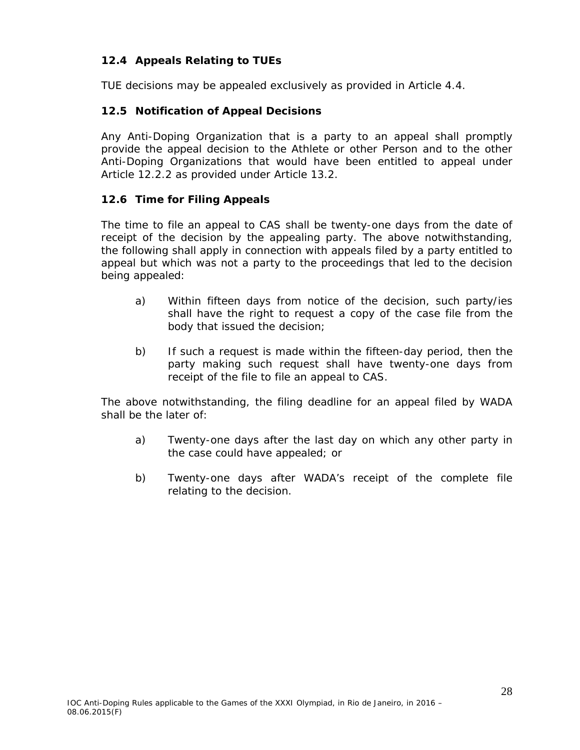### 12.4 Appeals Relating to TUEs

TUE decisions may be appealed exclusively as provided in Article 4.4.

### 12.5 Notification of Appeal Decisions

Any Anti-Doping Organization that is a party to an appeal shall promptly provide the appeal decision to the Athlete or other Person and to the other Anti-Doping Organizations that would have been entitled to appeal under Article 12.2.2 as provided under Article 13.2.

### 12.6 Time for Filing Appeals

The time to file an appeal to CAS shall be twenty-one days from the date of receipt of the decision by the appealing party. The above notwithstanding, the following shall apply in connection with appeals filed by a party entitled to appeal but which was not a party to the proceedings that led to the decision being appealed:

a) Within fifteen days from notice of the decision, such party/ies shall have the right to request a copy of the case file from the body that issued the decision;

b) If such a request is made within the fifteen-day period, then the party making such request shall have twenty-one days from receipt of the file to file an appeal to CAS.

The above notwithstanding, the filing deadline for an appeal filed by WADA shall be the later of:

a) Twenty-one days after the last day on which any other party in the case could have appealed; or

b) Twenty-one days after WADA's receipt of the complete file relating to the decision.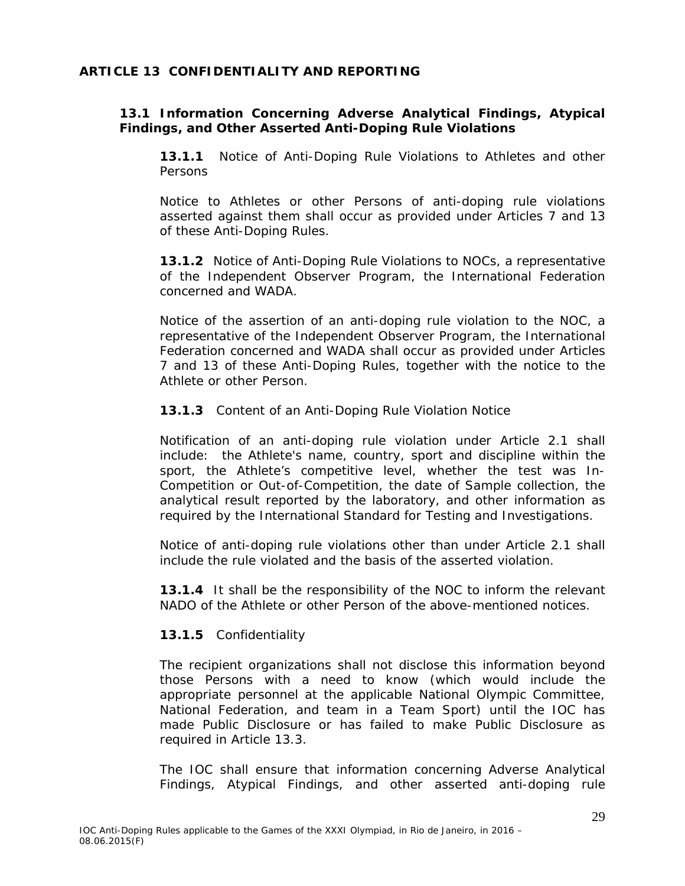## ARTICLE 13 CONFIDENTIALITY AND REPORTING

### 13.1 Information Concerning Adverse Analytical Findings, Atypical Findings, and Other Asserted Anti-Doping Rule Violations

**13.1.1** Notice of Anti-Doping Rule Violations to Athletes and other Persons

Notice to Athletes or other Persons of anti-doping rule violations asserted against them shall occur as provided under Articles 7 and 13 of these Anti-Doping Rules.

**13.1.2** Notice of Anti-Doping Rule Violations to NOCs, a representative of the Independent Observer Program, the International Federation concerned and WADA.

Notice of the assertion of an anti-doping rule violation to the NOC, a representative of the Independent Observer Program, the International Federation concerned and WADA shall occur as provided under Articles 7 and 13 of these Anti-Doping Rules, together with the notice to the Athlete or other Person.

**13.1.3** Content of an Anti-Doping Rule Violation Notice

Notification of an anti-doping rule violation under Article 2.1 shall include: the Athlete's name, country, sport and discipline within the sport, the Athlete's competitive level, whether the test was In-Competition or Out-of-Competition, the date of Sample collection, the analytical result reported by the laboratory, and other information as required by the International Standard for Testing and Investigations.

Notice of anti-doping rule violations other than under Article 2.1 shall include the rule violated and the basis of the asserted violation.

**13.1.4** It shall be the responsibility of the NOC to inform the relevant NADO of the Athlete or other Person of the above-mentioned notices.

**13.1.5** Confidentiality

The recipient organizations shall not disclose this information beyond those Persons with a need to know (which would include the appropriate personnel at the applicable National Olympic Committee, National Federation, and team in a Team Sport) until the IOC has made Public Disclosure or has failed to make Public Disclosure as required in Article 13.3.

The IOC shall ensure that information concerning Adverse Analytical Findings, Atypical Findings, and other asserted anti-doping rule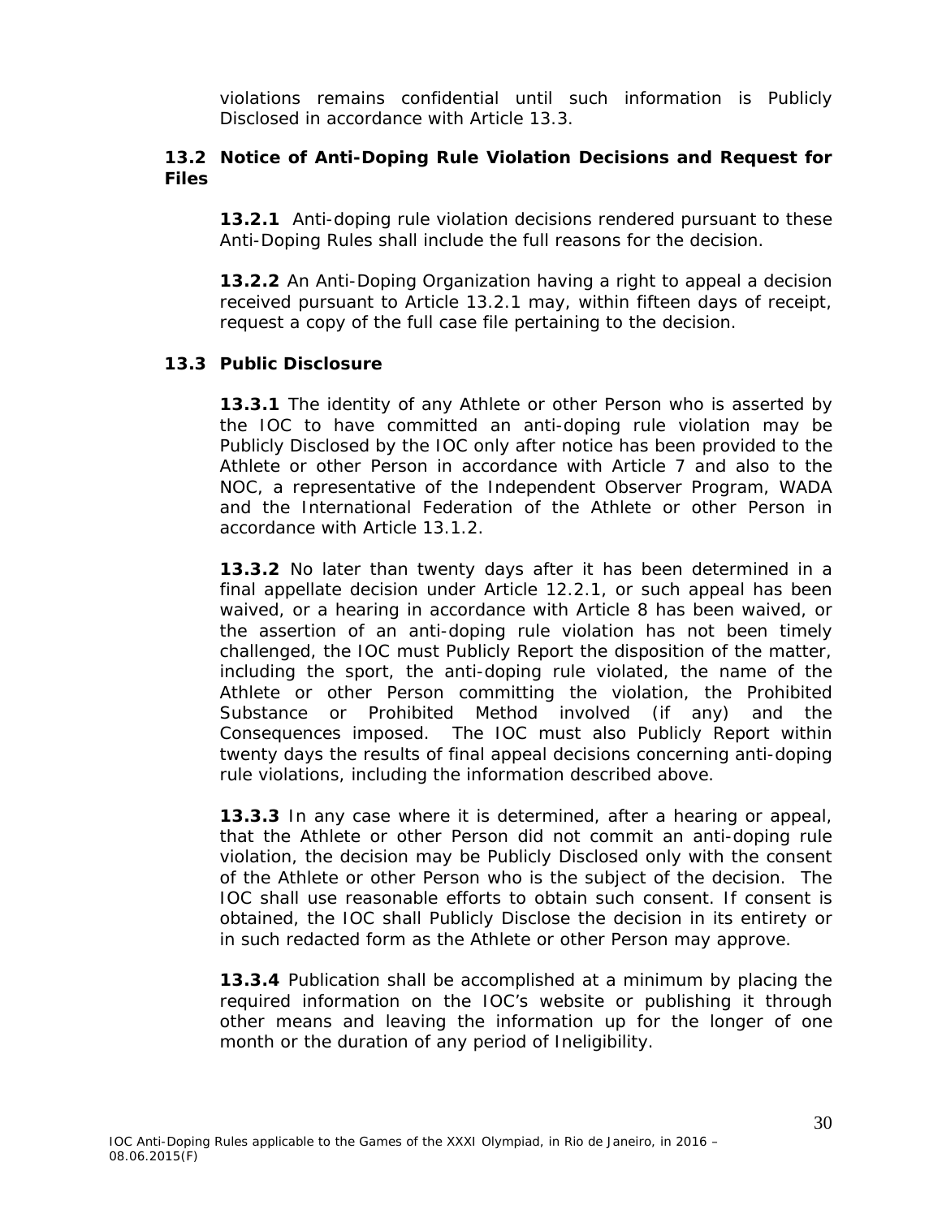violations remains confidential until such information is Publicly Disclosed in accordance with Article 13.3.

### 13.2 Notice of Anti-Doping Rule Violation Decisions and Request for Files

**13.2.1** Anti-doping rule violation decisions rendered pursuant to these Anti-Doping Rules shall include the full reasons for the decision.

**13.2.2** An Anti-Doping Organization having a right to appeal a decision received pursuant to Article 13.2.1 may, within fifteen days of receipt, request a copy of the full case file pertaining to the decision.

### 13.3 Public Disclosure

**13.3.1** The identity of any Athlete or other Person who is asserted by the IOC to have committed an anti-doping rule violation may be Publicly Disclosed by the IOC only after notice has been provided to the Athlete or other Person in accordance with Article 7 and also to the NOC, a representative of the Independent Observer Program, WADA and the International Federation of the Athlete or other Person in accordance with Article 13.1.2.

**13.3.2** No later than twenty days after it has been determined in a final appellate decision under Article 12.2.1, or such appeal has been waived, or a hearing in accordance with Article 8 has been waived, or the assertion of an anti-doping rule violation has not been timely challenged, the IOC must Publicly Report the disposition of the matter, including the sport, the anti-doping rule violated, the name of the Athlete or other Person committing the violation, the Prohibited Substance or Prohibited Method involved (if any) and the Consequences imposed. The IOC must also Publicly Report within twenty days the results of final appeal decisions concerning anti-doping rule violations, including the information described above.

**13.3.3** In any case where it is determined, after a hearing or appeal, that the Athlete or other Person did not commit an anti-doping rule violation, the decision may be Publicly Disclosed only with the consent of the Athlete or other Person who is the subject of the decision. The IOC shall use reasonable efforts to obtain such consent. If consent is obtained, the IOC shall Publicly Disclose the decision in its entirety or in such redacted form as the Athlete or other Person may approve.

**13.3.4** Publication shall be accomplished at a minimum by placing the required information on the IOC's website or publishing it through other means and leaving the information up for the longer of one month or the duration of any period of Ineligibility.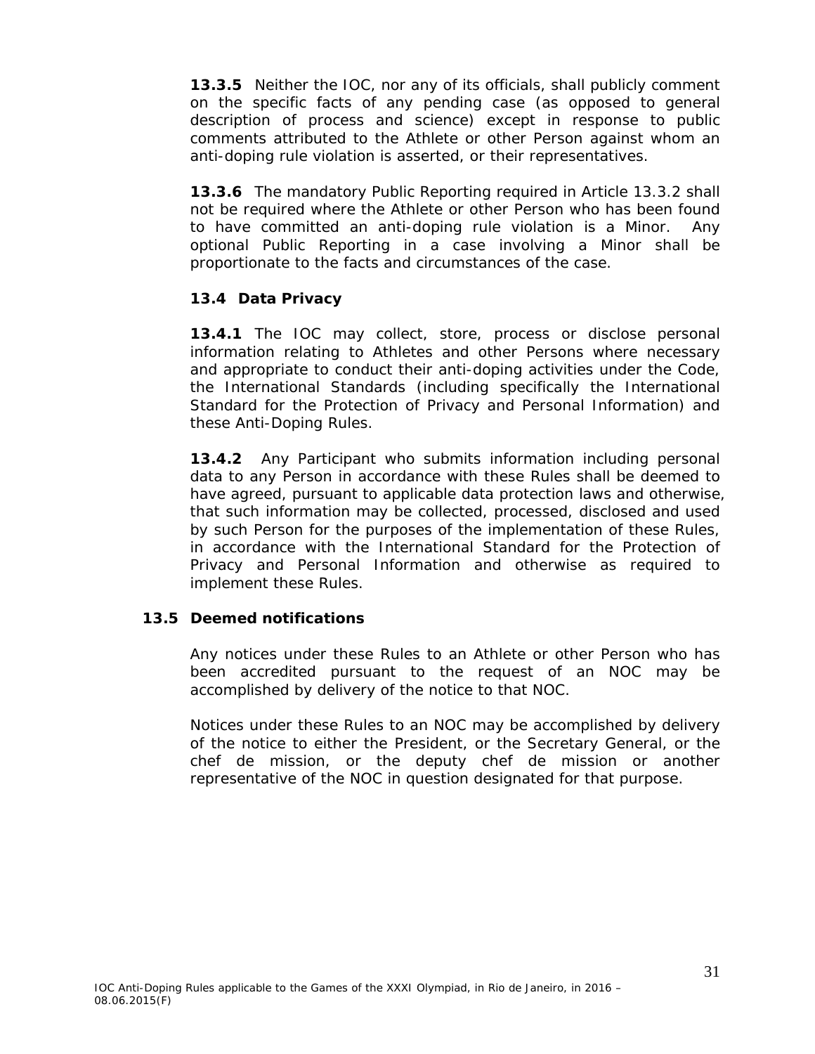**13.3.5** Neither the IOC, nor any of its officials, shall publicly comment on the specific facts of any pending case (as opposed to general description of process and science) except in response to public comments attributed to the Athlete or other Person against whom an anti-doping rule violation is asserted, or their representatives.

**13.3.6** The mandatory Public Reporting required in Article 13.3.2 shall not be required where the Athlete or other Person who has been found to have committed an anti-doping rule violation is a Minor. Any optional Public Reporting in a case involving a Minor shall be proportionate to the facts and circumstances of the case.

### 13.4 Data Privacy

**13.4.1** The IOC may collect, store, process or disclose personal information relating to Athletes and other Persons where necessary and appropriate to conduct their anti-doping activities under the Code, the International Standards (including specifically the International Standard for the Protection of Privacy and Personal Information) and these Anti-Doping Rules.

**13.4.2** Any Participant who submits information including personal data to any Person in accordance with these Rules shall be deemed to have agreed, pursuant to applicable data protection laws and otherwise, that such information may be collected, processed, disclosed and used by such Person for the purposes of the implementation of these Rules, in accordance with the International Standard for the Protection of Privacy and Personal Information and otherwise as required to implement these Rules.

## 13.5 Deemed notifications

Any notices under these Rules to an Athlete or other Person who has been accredited pursuant to the request of an NOC may be accomplished by delivery of the notice to that NOC.

Notices under these Rules to an NOC may be accomplished by delivery of the notice to either the President, or the Secretary General, or the chef de mission, or the deputy chef de mission or another representative of the NOC in question designated for that purpose.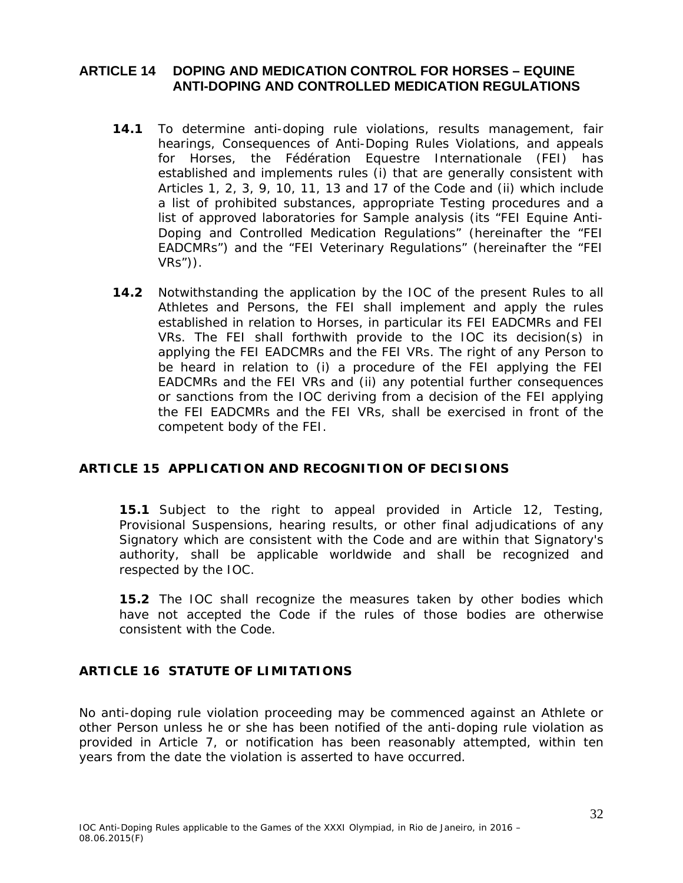## ARTICLE 14 DOPING AND MEDICATION CONTROL FOR HORSES – EQUINE ANTI-DOPING AND CONTROLLED MEDICATION REGULATIONS

**14.1** To determine anti-doping rule violations, results management, fair hearings, Consequences of Anti-Doping Rules Violations, and appeals for Horses, the Fédération Equestre Internationale (FEI) has established and implements rules (i) that are generally consistent with Articles 1, 2, 3, 9, 10, 11, 13 and 17 of the Code and (ii) which include a list of prohibited substances, appropriate Testing procedures and a list of approved laboratories for Sample analysis (its "FEI Equine Anti-Doping and Controlled Medication Regulations" (hereinafter the "FEI EADCMRs") and the "FEI Veterinary Regulations" (hereinafter the "FEI VRs")).

**14.2** Notwithstanding the application by the IOC of the present Rules to all Athletes and Persons, the FEI shall implement and apply the rules established in relation to Horses, in particular its FEI EADCMRs and FEI VRs. The FEI shall forthwith provide to the IOC its decision(s) in applying the FEI EADCMRs and the FEI VRs. The right of any Person to be heard in relation to (i) a procedure of the FEI applying the FEI EADCMRs and the FEI VRs and (ii) any potential further consequences or sanctions from the IOC deriving from a decision of the FEI applying the FEI EADCMRs and the FEI VRs, shall be exercised in front of the competent body of the FEI.

## ARTICLE 15 APPLICATION AND RECOGNITION OF DECISIONS

**15.1** Subject to the right to appeal provided in Article 12, Testing, Provisional Suspensions, hearing results, or other final adjudications of any Signatory which are consistent with the Code and are within that Signatory's authority, shall be applicable worldwide and shall be recognized and respected by the IOC.

**15.2** The IOC shall recognize the measures taken by other bodies which have not accepted the Code if the rules of those bodies are otherwise consistent with the Code.

## ARTICLE 16 STATUTE OF LIMITATIONS

No anti-doping rule violation proceeding may be commenced against an Athlete or other Person unless he or she has been notified of the anti-doping rule violation as provided in Article 7, or notification has been reasonably attempted, within ten years from the date the violation is asserted to have occurred.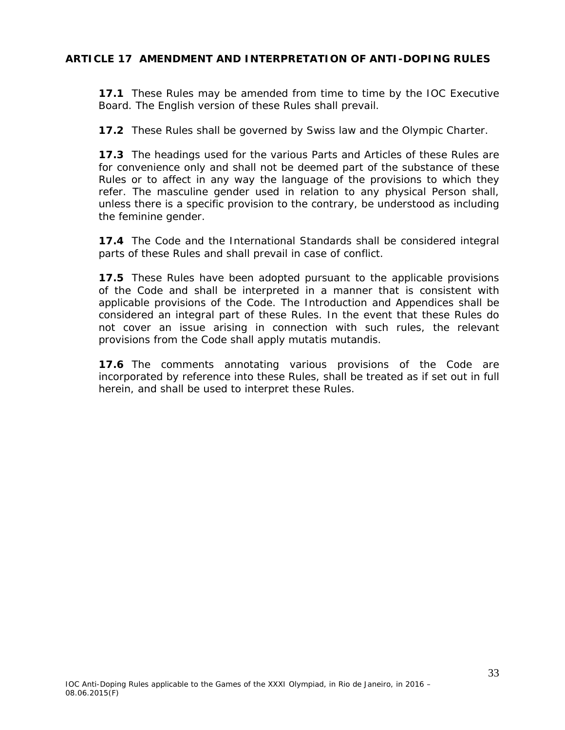## ARTICLE 17 AMENDMENT AND INTERPRETATION OF ANTI-DOPING RULES

**17.1** These Rules may be amended from time to time by the IOC Executive Board. The English version of these Rules shall prevail.

**17.2** These Rules shall be governed by Swiss law and the Olympic Charter.

**17.3** The headings used for the various Parts and Articles of these Rules are for convenience only and shall not be deemed part of the substance of these Rules or to affect in any way the language of the provisions to which they refer. The masculine gender used in relation to any physical Person shall, unless there is a specific provision to the contrary, be understood as including the feminine gender.

**17.4** The Code and the International Standards shall be considered integral parts of these Rules and shall prevail in case of conflict.

**17.5** These Rules have been adopted pursuant to the applicable provisions of the Code and shall be interpreted in a manner that is consistent with applicable provisions of the Code. The Introduction and Appendices shall be considered an integral part of these Rules. In the event that these Rules do not cover an issue arising in connection with such rules, the relevant provisions from the Code shall apply mutatis mutandis.

**17.6** The comments annotating various provisions of the Code are incorporated by reference into these Rules, shall be treated as if set out in full herein, and shall be used to interpret these Rules.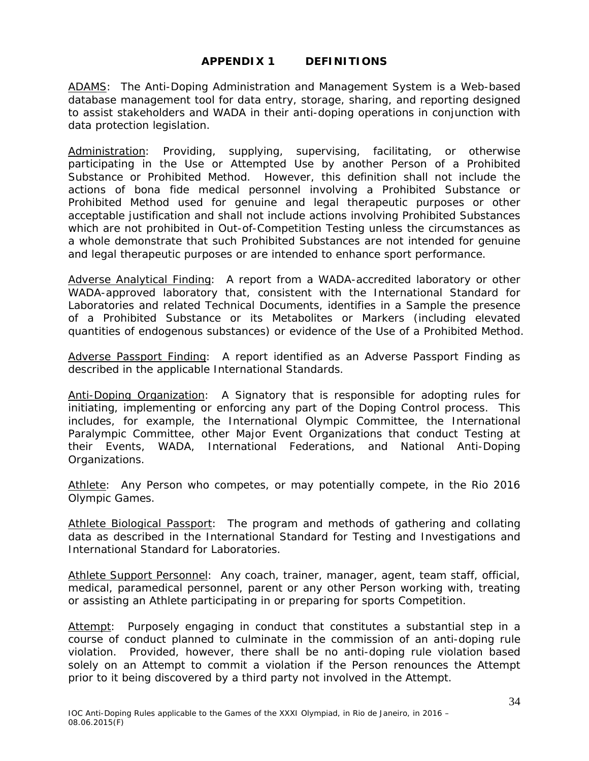## APPENDIX 1 DEFINITIONS

ADAMS: The Anti-Doping Administration and Management System is a Web-based database management tool for data entry, storage, sharing, and reporting designed to assist stakeholders and WADA in their anti-doping operations in conjunction with data protection legislation.

Administration: Providing, supplying, supervising, facilitating, or otherwise participating in the Use or Attempted Use by another Person of a Prohibited Substance or Prohibited Method. However, this definition shall not include the actions of bona fide medical personnel involving a Prohibited Substance or Prohibited Method used for genuine and legal therapeutic purposes or other acceptable justification and shall not include actions involving Prohibited Substances which are not prohibited in Out-of-Competition Testing unless the circumstances as a whole demonstrate that such Prohibited Substances are not intended for genuine and legal therapeutic purposes or are intended to enhance sport performance.

Adverse Analytical Finding: A report from a WADA-accredited laboratory or other WADA-approved laboratory that, consistent with the International Standard for Laboratories and related Technical Documents, identifies in a Sample the presence of a Prohibited Substance or its Metabolites or Markers (including elevated quantities of endogenous substances) or evidence of the Use of a Prohibited Method.

Adverse Passport Finding: A report identified as an Adverse Passport Finding as described in the applicable International Standards.

Anti-Doping Organization: A Signatory that is responsible for adopting rules for initiating, implementing or enforcing any part of the Doping Control process. This includes, for example, the International Olympic Committee, the International Paralympic Committee, other Major Event Organizations that conduct Testing at their Events, WADA, International Federations, and National Anti-Doping Organizations.

Athlete: Any Person who competes, or may potentially compete, in the Rio 2016 Olympic Games.

Athlete Biological Passport: The program and methods of gathering and collating data as described in the International Standard for Testing and Investigations and International Standard for Laboratories.

Athlete Support Personnel: Any coach, trainer, manager, agent, team staff, official, medical, paramedical personnel, parent or any other Person working with, treating or assisting an Athlete participating in or preparing for sports Competition.

Attempt: Purposely engaging in conduct that constitutes a substantial step in a course of conduct planned to culminate in the commission of an anti-doping rule violation. Provided, however, there shall be no anti-doping rule violation based solely on an Attempt to commit a violation if the Person renounces the Attempt prior to it being discovered by a third party not involved in the Attempt.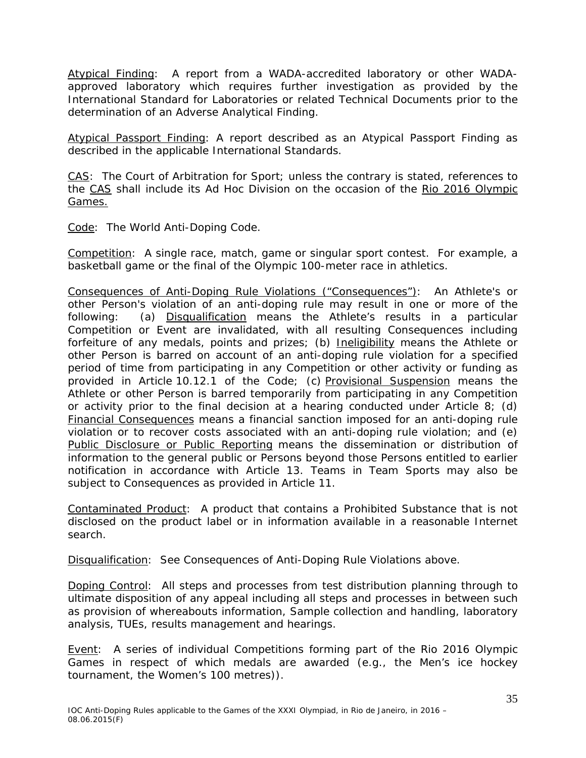Atypical Finding: A report from a WADA-accredited laboratory or other WADA-approved laboratory which requires further investigation as provided by the International Standard for Laboratories or related Technical Documents prior to the determination of an Adverse Analytical Finding.

Atypical Passport Finding: A report described as an Atypical Passport Finding as described in the applicable International Standards.

CAS: The Court of Arbitration for Sport; unless the contrary is stated, references to the CAS shall include its Ad Hoc Division on the occasion of the Rio 2016 Olympic Games.

Code: The World Anti-Doping Code.

Competition: A single race, match, game or singular sport contest. For example, a basketball game or the final of the Olympic 100-meter race in athletics.

Consequences of Anti-Doping Rule Violations ("Consequences"): An Athlete's or other Person's violation of an anti-doping rule may result in one or more of the following: (a) Disqualification means the Athlete's results in a particular Competition or Event are invalidated, with all resulting Consequences including forfeiture of any medals, points and prizes; (b) Ineligibility means the Athlete or other Person is barred on account of an anti-doping rule violation for a specified period of time from participating in any Competition or other activity or funding as provided in Article 10.12.1 of the Code; (c) Provisional Suspension means the Athlete or other Person is barred temporarily from participating in any Competition or activity prior to the final decision at a hearing conducted under Article 8; (d) Financial Consequences means a financial sanction imposed for an anti-doping rule violation or to recover costs associated with an anti-doping rule violation; and (e) Public Disclosure or Public Reporting means the dissemination or distribution of information to the general public or Persons beyond those Persons entitled to earlier notification in accordance with Article 13. Teams in Team Sports may also be subject to Consequences as provided in Article 11.

Contaminated Product: A product that contains a Prohibited Substance that is not disclosed on the product label or in information available in a reasonable Internet search.

Disqualification: See Consequences of Anti-Doping Rule Violations above.

Doping Control: All steps and processes from test distribution planning through to ultimate disposition of any appeal including all steps and processes in between such as provision of whereabouts information, Sample collection and handling, laboratory analysis, TUEs, results management and hearings.

Event: A series of individual Competitions forming part of the Rio 2016 Olympic Games in respect of which medals are awarded (e.g., the Men's ice hockey tournament, the Women's 100 metres)).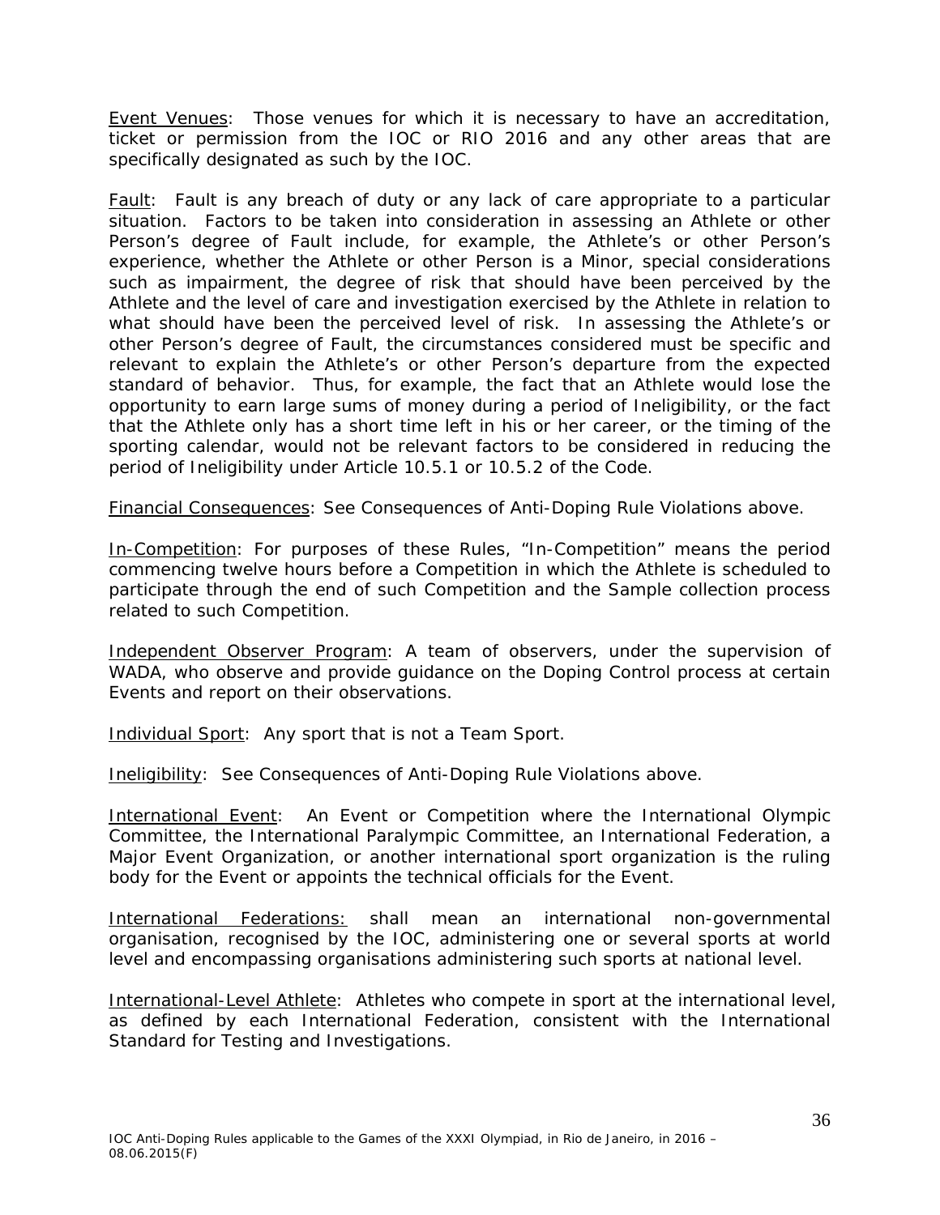Event Venues: Those venues for which it is necessary to have an accreditation, ticket or permission from the IOC or RIO 2016 and any other areas that are specifically designated as such by the IOC.

Fault: Fault is any breach of duty or any lack of care appropriate to a particular situation. Factors to be taken into consideration in assessing an Athlete or other Person's degree of Fault include, for example, the Athlete's or other Person's experience, whether the Athlete or other Person is a Minor, special considerations such as impairment, the degree of risk that should have been perceived by the Athlete and the level of care and investigation exercised by the Athlete in relation to what should have been the perceived level of risk. In assessing the Athlete's or other Person's degree of Fault, the circumstances considered must be specific and relevant to explain the Athlete's or other Person's departure from the expected standard of behavior. Thus, for example, the fact that an Athlete would lose the opportunity to earn large sums of money during a period of Ineligibility, or the fact that the Athlete only has a short time left in his or her career, or the timing of the sporting calendar, would not be relevant factors to be considered in reducing the period of Ineligibility under Article 10.5.1 or 10.5.2 of the Code.

Financial Consequences: See Consequences of Anti-Doping Rule Violations above.

In-Competition: For purposes of these Rules, "In-Competition" means the period commencing twelve hours before a Competition in which the Athlete is scheduled to participate through the end of such Competition and the Sample collection process related to such Competition.

Independent Observer Program: A team of observers, under the supervision of WADA, who observe and provide guidance on the Doping Control process at certain Events and report on their observations.

Individual Sport: Any sport that is not a Team Sport.

Ineligibility: See Consequences of Anti-Doping Rule Violations above.

International Event: An Event or Competition where the International Olympic Committee, the International Paralympic Committee, an International Federation, a Major Event Organization, or another international sport organization is the ruling body for the Event or appoints the technical officials for the Event.

International Federations: shall mean an international non-governmental organisation, recognised by the IOC, administering one or several sports at world level and encompassing organisations administering such sports at national level.

International-Level Athlete: Athletes who compete in sport at the international level, as defined by each International Federation, consistent with the International Standard for Testing and Investigations.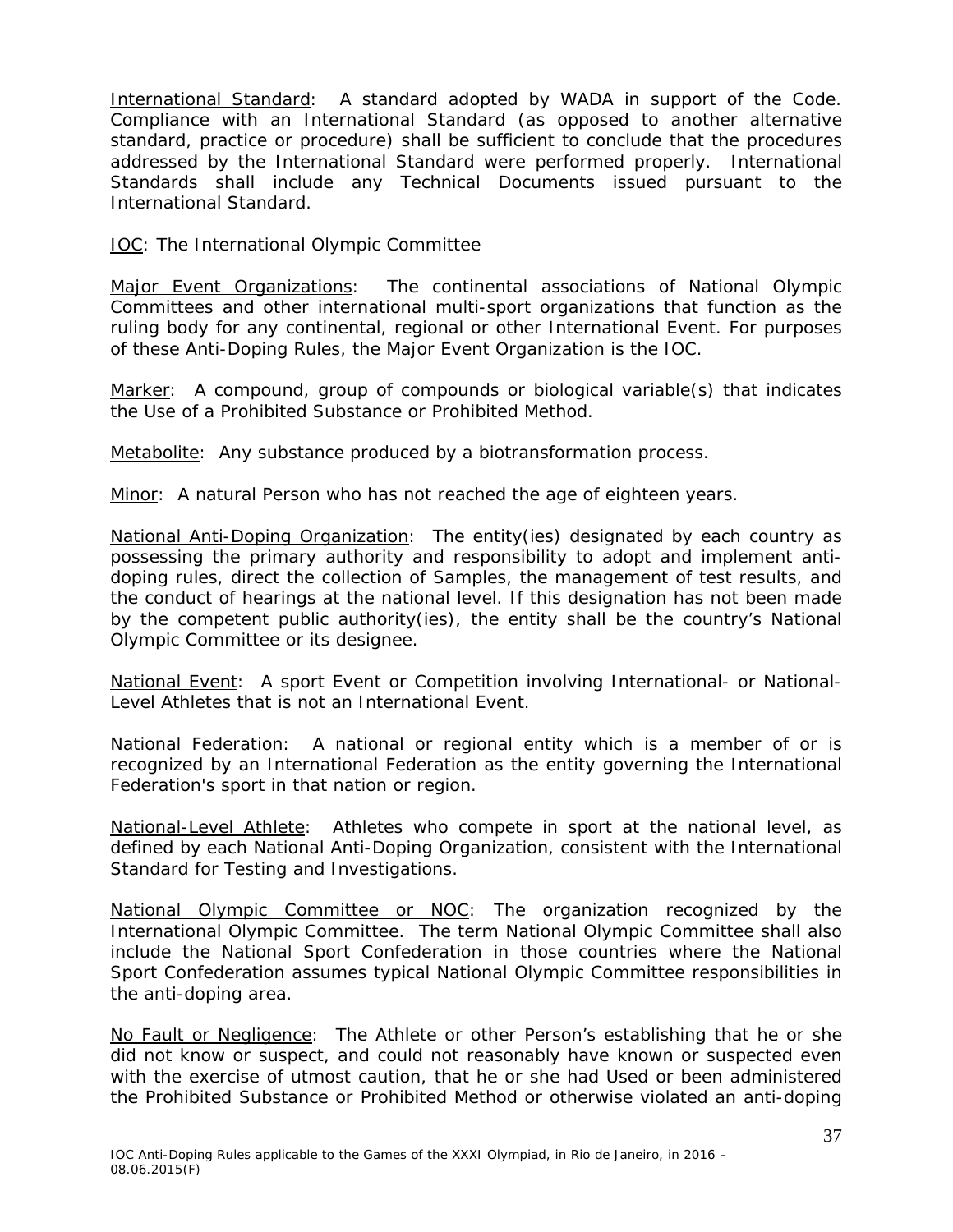<u>International Standard</u>: A standard adopted by WADA in support of the Code. Compliance with an International Standard (as opposed to another alternative standard, practice or procedure) shall be sufficient to conclude that the procedures addressed by the International Standard were performed properly. International Standards shall include any Technical Documents issued pursuant to the International Standard.

<u>IOC</u>: The International Olympic Committee

<u>Major Event Organizations</u>: The continental associations of National Olympic Committees and other international multi-sport organizations that function as the ruling body for any continental, regional or other International Event. For purposes of these Anti-Doping Rules, the Major Event Organization is the IOC.

<u>Marker</u>: A compound, group of compounds or biological variable(s) that indicates the Use of a Prohibited Substance or Prohibited Method.

<u>Metabolite</u>: Any substance produced by a biotransformation process.

<u>Minor</u>: A natural Person who has not reached the age of eighteen years.

<u>National Anti-Doping Organization</u>: The entity(ies) designated by each country as possessing the primary authority and responsibility to adopt and implement anti-doping rules, direct the collection of Samples, the management of test results, and the conduct of hearings at the national level. If this designation has not been made by the competent public authority(ies), the entity shall be the country's National Olympic Committee or its designee.

<u>National Event</u>: A sport Event or Competition involving International- or National-Level Athletes that is not an International Event.

<u>National Federation</u>: A national or regional entity which is a member of or is recognized by an International Federation as the entity governing the International Federation's sport in that nation or region.

<u>National-Level Athlete</u>: Athletes who compete in sport at the national level, as defined by each National Anti-Doping Organization, consistent with the International Standard for Testing and Investigations.

<u>National Olympic Committee or NOC</u>: The organization recognized by the International Olympic Committee. The term National Olympic Committee shall also include the National Sport Confederation in those countries where the National Sport Confederation assumes typical National Olympic Committee responsibilities in the anti-doping area.

<u>No Fault or Negligence</u>: The Athlete or other Person's establishing that he or she did not know or suspect, and could not reasonably have known or suspected even with the exercise of utmost caution, that he or she had Used or been administered the Prohibited Substance or Prohibited Method or otherwise violated an anti-doping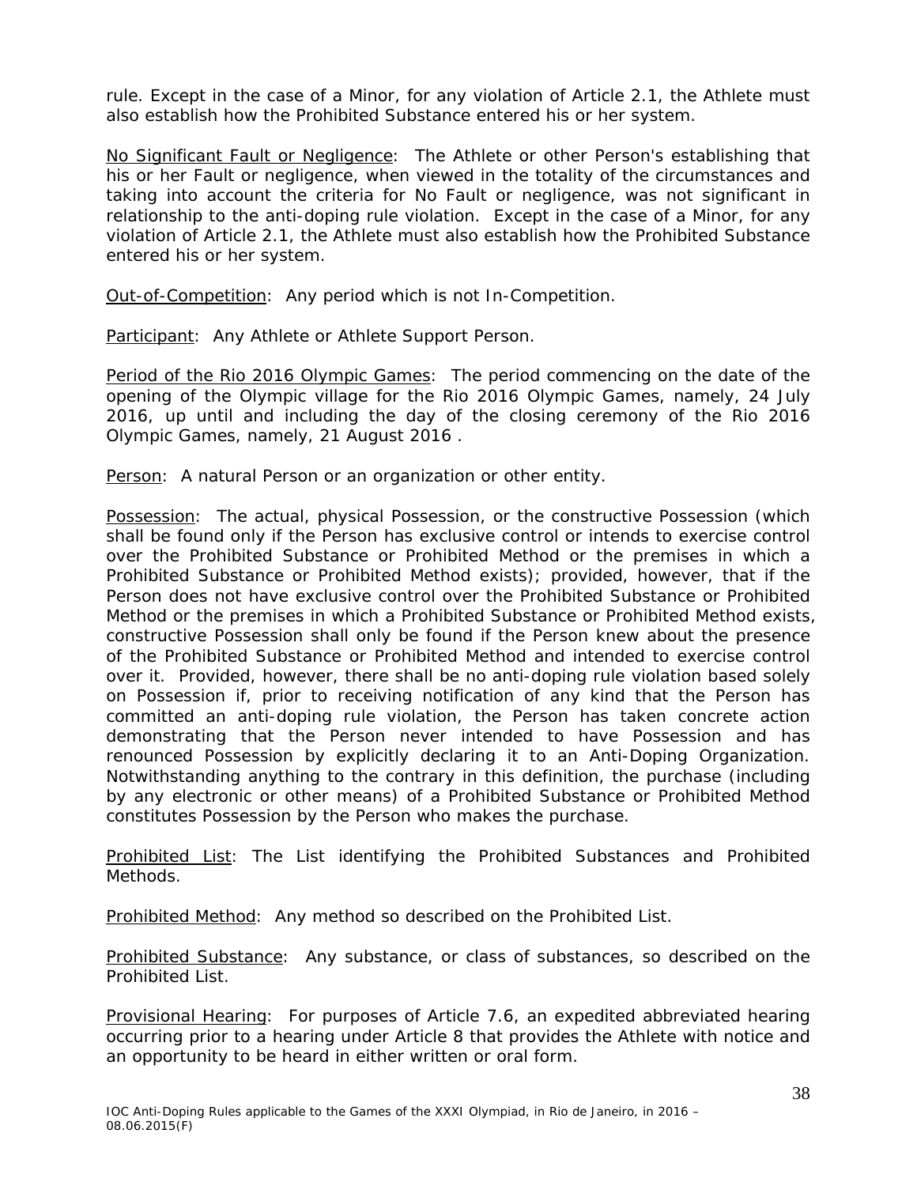rule. Except in the case of a Minor, for any violation of Article 2.1, the Athlete must also establish how the Prohibited Substance entered his or her system.

<u>No Significant Fault or Negligence</u>: The Athlete or other Person's establishing that his or her Fault or negligence, when viewed in the totality of the circumstances and taking into account the criteria for No Fault or negligence, was not significant in relationship to the anti-doping rule violation. Except in the case of a Minor, for any violation of Article 2.1, the Athlete must also establish how the Prohibited Substance entered his or her system.

<u>Out-of-Competition</u>: Any period which is not In-Competition.

<u>Participant</u>: Any Athlete or Athlete Support Person.

<u>Period of the Rio 2016 Olympic Games</u>: The period commencing on the date of the opening of the Olympic village for the Rio 2016 Olympic Games, namely, 24 July 2016, up until and including the day of the closing ceremony of the Rio 2016 Olympic Games, namely, 21 August 2016 .

<u>Person</u>: A natural Person or an organization or other entity.

<u>Possession</u>: The actual, physical Possession, or the constructive Possession (which shall be found only if the Person has exclusive control or intends to exercise control over the Prohibited Substance or Prohibited Method or the premises in which a Prohibited Substance or Prohibited Method exists); provided, however, that if the Person does not have exclusive control over the Prohibited Substance or Prohibited Method or the premises in which a Prohibited Substance or Prohibited Method exists, constructive Possession shall only be found if the Person knew about the presence of the Prohibited Substance or Prohibited Method and intended to exercise control over it. Provided, however, there shall be no anti-doping rule violation based solely on Possession if, prior to receiving notification of any kind that the Person has committed an anti-doping rule violation, the Person has taken concrete action demonstrating that the Person never intended to have Possession and has renounced Possession by explicitly declaring it to an Anti-Doping Organization. Notwithstanding anything to the contrary in this definition, the purchase (including by any electronic or other means) of a Prohibited Substance or Prohibited Method constitutes Possession by the Person who makes the purchase.

<u>Prohibited List</u>: The List identifying the Prohibited Substances and Prohibited Methods.

<u>Prohibited Method</u>: Any method so described on the Prohibited List.

<u>Prohibited Substance</u>: Any substance, or class of substances, so described on the Prohibited List.

<u>Provisional Hearing</u>: For purposes of Article 7.6, an expedited abbreviated hearing occurring prior to a hearing under Article 8 that provides the Athlete with notice and an opportunity to be heard in either written or oral form.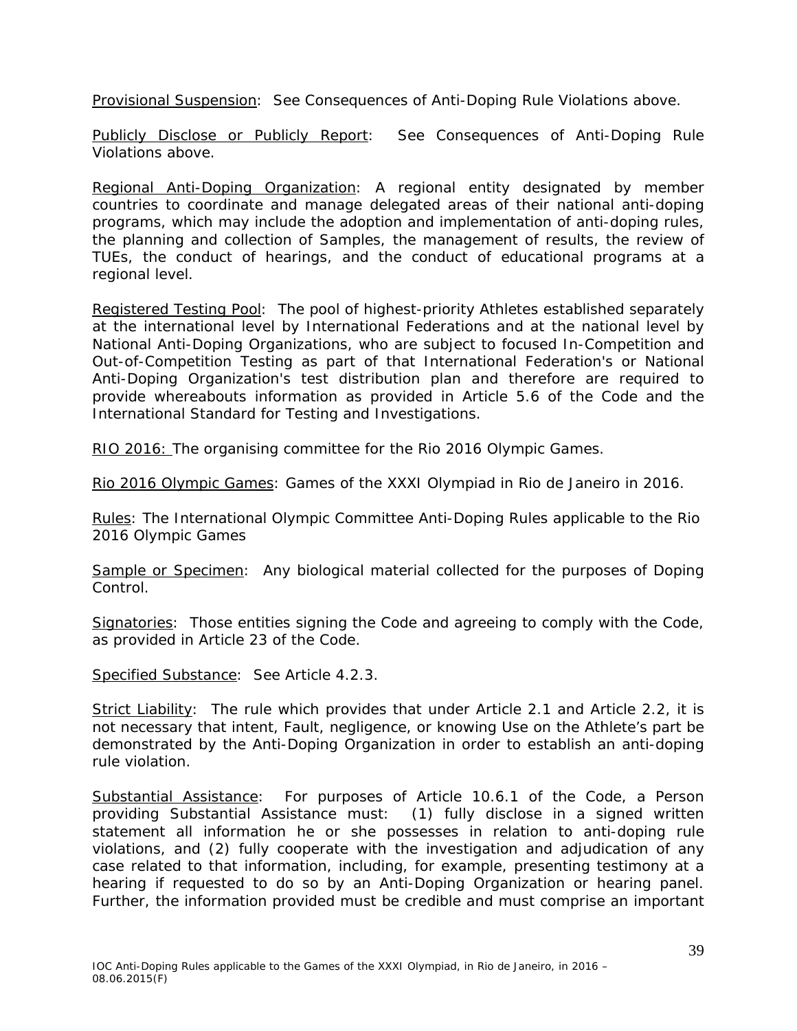Provisional Suspension: See Consequences of Anti-Doping Rule Violations above.

Publicly Disclose or Publicly Report: See Consequences of Anti-Doping Rule Violations above.

Regional Anti-Doping Organization: A regional entity designated by member countries to coordinate and manage delegated areas of their national anti-doping programs, which may include the adoption and implementation of anti-doping rules, the planning and collection of Samples, the management of results, the review of TUEs, the conduct of hearings, and the conduct of educational programs at a regional level.

Registered Testing Pool: The pool of highest-priority Athletes established separately at the international level by International Federations and at the national level by National Anti-Doping Organizations, who are subject to focused In-Competition and Out-of-Competition Testing as part of that International Federation's or National Anti-Doping Organization's test distribution plan and therefore are required to provide whereabouts information as provided in Article 5.6 of the Code and the International Standard for Testing and Investigations.

RIO 2016: The organising committee for the Rio 2016 Olympic Games.

Rio 2016 Olympic Games: Games of the XXXI Olympiad in Rio de Janeiro in 2016.

Rules: The International Olympic Committee Anti-Doping Rules applicable to the Rio 2016 Olympic Games

Sample or Specimen: Any biological material collected for the purposes of Doping Control.

Signatories: Those entities signing the Code and agreeing to comply with the Code, as provided in Article 23 of the Code.

Specified Substance: See Article 4.2.3.

Strict Liability: The rule which provides that under Article 2.1 and Article 2.2, it is not necessary that intent, Fault, negligence, or knowing Use on the Athlete's part be demonstrated by the Anti-Doping Organization in order to establish an anti-doping rule violation.

Substantial Assistance: For purposes of Article 10.6.1 of the Code, a Person providing Substantial Assistance must: (1) fully disclose in a signed written statement all information he or she possesses in relation to anti-doping rule violations, and (2) fully cooperate with the investigation and adjudication of any case related to that information, including, for example, presenting testimony at a hearing if requested to do so by an Anti-Doping Organization or hearing panel. Further, the information provided must be credible and must comprise an important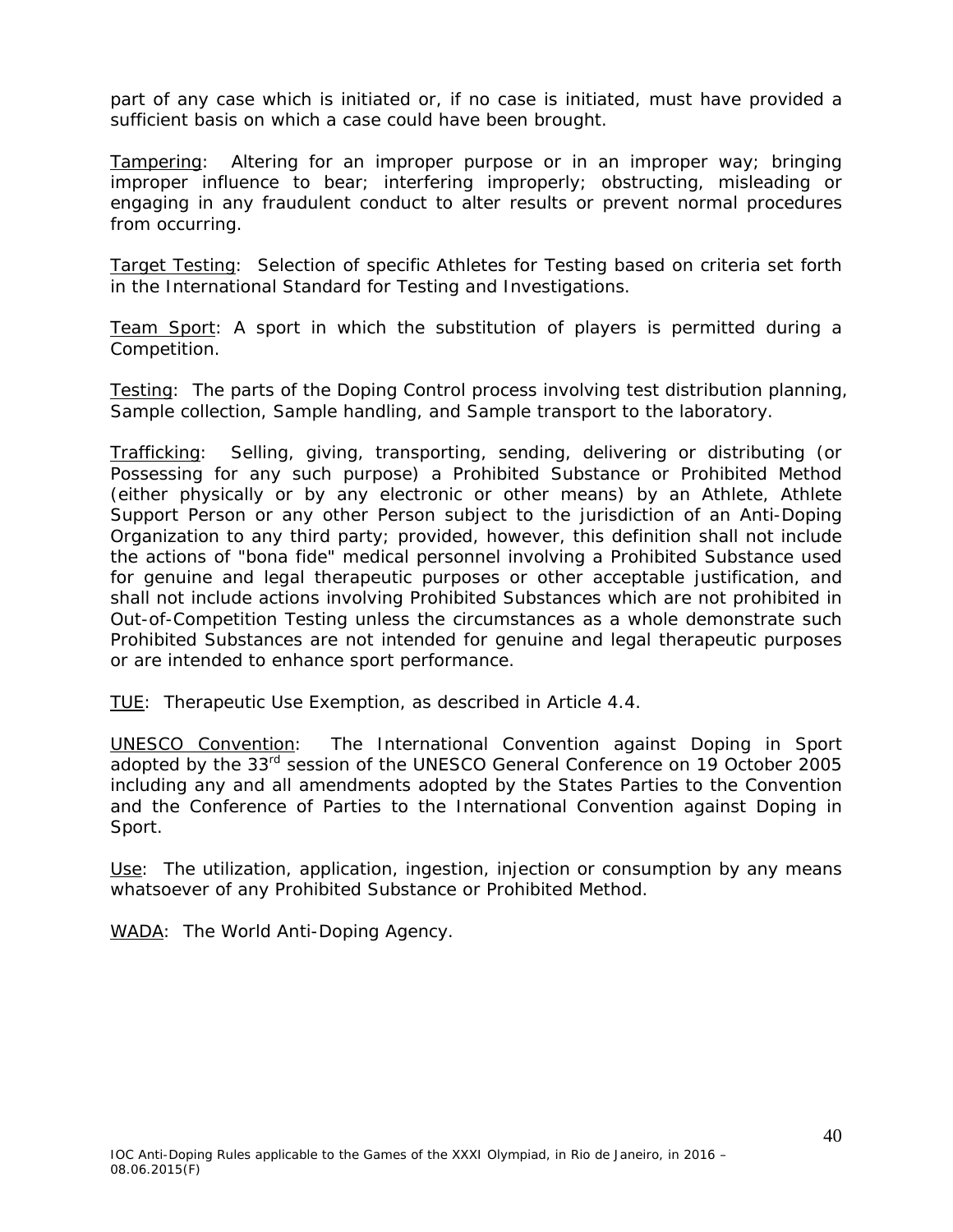part of any case which is initiated or, if no case is initiated, must have provided a sufficient basis on which a case could have been brought.

Tampering: Altering for an improper purpose or in an improper way; bringing improper influence to bear; interfering improperly; obstructing, misleading or engaging in any fraudulent conduct to alter results or prevent normal procedures from occurring.

Target Testing: Selection of specific Athletes for Testing based on criteria set forth in the International Standard for Testing and Investigations.

Team Sport: A sport in which the substitution of players is permitted during a Competition.

Testing: The parts of the Doping Control process involving test distribution planning, Sample collection, Sample handling, and Sample transport to the laboratory.

Trafficking: Selling, giving, transporting, sending, delivering or distributing (or Possessing for any such purpose) a Prohibited Substance or Prohibited Method (either physically or by any electronic or other means) by an Athlete, Athlete Support Person or any other Person subject to the jurisdiction of an Anti-Doping Organization to any third party; provided, however, this definition shall not include the actions of "bona fide" medical personnel involving a Prohibited Substance used for genuine and legal therapeutic purposes or other acceptable justification, and shall not include actions involving Prohibited Substances which are not prohibited in Out-of-Competition Testing unless the circumstances as a whole demonstrate such Prohibited Substances are not intended for genuine and legal therapeutic purposes or are intended to enhance sport performance.

TUE: Therapeutic Use Exemption, as described in Article 4.4.

UNESCO Convention: The International Convention against Doping in Sport adopted by the 33rd session of the UNESCO General Conference on 19 October 2005 including any and all amendments adopted by the States Parties to the Convention and the Conference of Parties to the International Convention against Doping in Sport.

Use: The utilization, application, ingestion, injection or consumption by any means whatsoever of any Prohibited Substance or Prohibited Method.

WADA: The World Anti-Doping Agency.